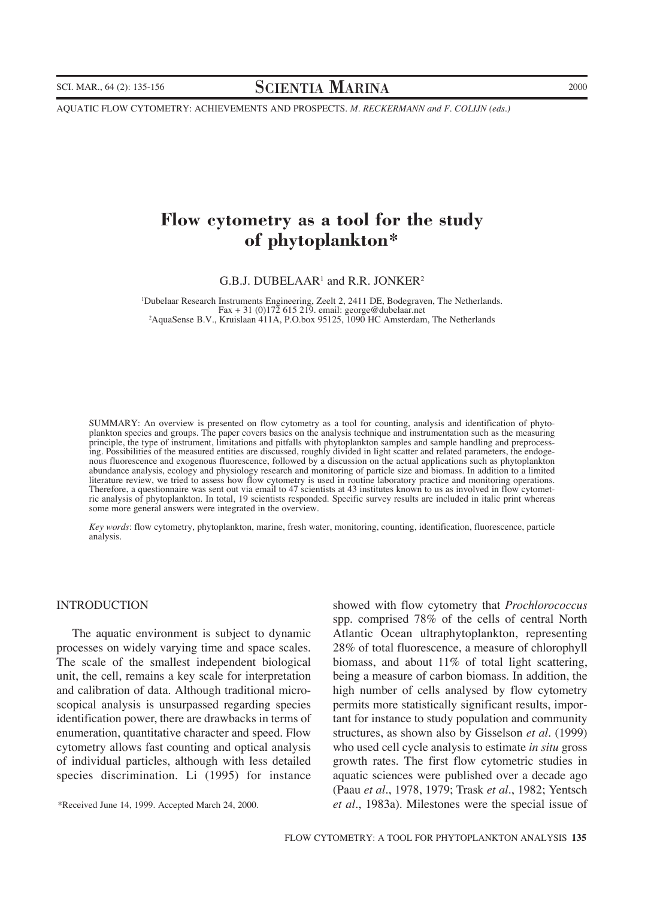AQUATIC FLOW CYTOMETRY: ACHIEVEMENTS AND PROSPECTS. *M. RECKERMANN and F. COLIJN (eds.)*

# Flow cytometry as a tool for the study of phytoplankton*

G.B.J. DUBELAAR[1] and R.R. JONKER[2]

[1]Dubelaar Research Instruments Engineering, Zeelt 2, 2411 DE, Bodegraven, The Netherlands. Fax + 31 (0)172 615 219. email: george@dubelaar.net
[2]AquaSense B.V., Kruislaan 411A, P.O.box 95125, 1090 HC Amsterdam, The Netherlands

SUMMARY: An overview is presented on flow cytometry as a tool for counting, analysis and identification of phytoplankton species and groups. The paper covers basics on the analysis technique and instrumentation such as the measuring principle, the type of instrument, limitations and pitfalls with phytoplankton samples and sample handling and preprocessing. Possibilities of the measured entities are discussed, roughly divided in light scatter and related parameters, the endogenous fluorescence and exogenous fluorescence, followed by a discussion on the actual applications such as phytoplankton abundance analysis, ecology and physiology research and monitoring of particle size and biomass. In addition to a limited literature review, we tried to assess how flow cytometry is used in routine laboratory practice and monitoring operations. Therefore, a questionnaire was sent out via email to 47 scientists at 43 institutes known to us as involved in flow cytometric analysis of phytoplankton. In total, 19 scientists responded. Specific survey results are included in italic print whereas some more general answers were integrated in the overview.

*Key words*: flow cytometry, phytoplankton, marine, fresh water, monitoring, counting, identification, fluorescence, particle analysis.

## INTRODUCTION

The aquatic environment is subject to dynamic processes on widely varying time and space scales. The scale of the smallest independent biological unit, the cell, remains a key scale for interpretation and calibration of data. Although traditional microscopical analysis is unsurpassed regarding species identification power, there are drawbacks in terms of enumeration, quantitative character and speed. Flow cytometry allows fast counting and optical analysis of individual particles, although with less detailed species discrimination. Li (1995) for instance showed with flow cytometry that *Prochlorococcus* spp. comprised 78% of the cells of central North Atlantic Ocean ultraphytoplankton, representing 28% of total fluorescence, a measure of chlorophyll biomass, and about 11% of total light scattering, being a measure of carbon biomass. In addition, the high number of cells analysed by flow cytometry permits more statistically significant results, important for instance to study population and community structures, as shown also by Gisselson *et al*. (1999) who used cell cycle analysis to estimate *in situ* gross growth rates. The first flow cytometric studies in aquatic sciences were published over a decade ago (Paau *et al*., 1978, 1979; Trask *et al*., 1982; Yentsch *et al*., 1983a). Milestones were the special issue of

*Received June 14, 1999. Accepted March 24, 2000.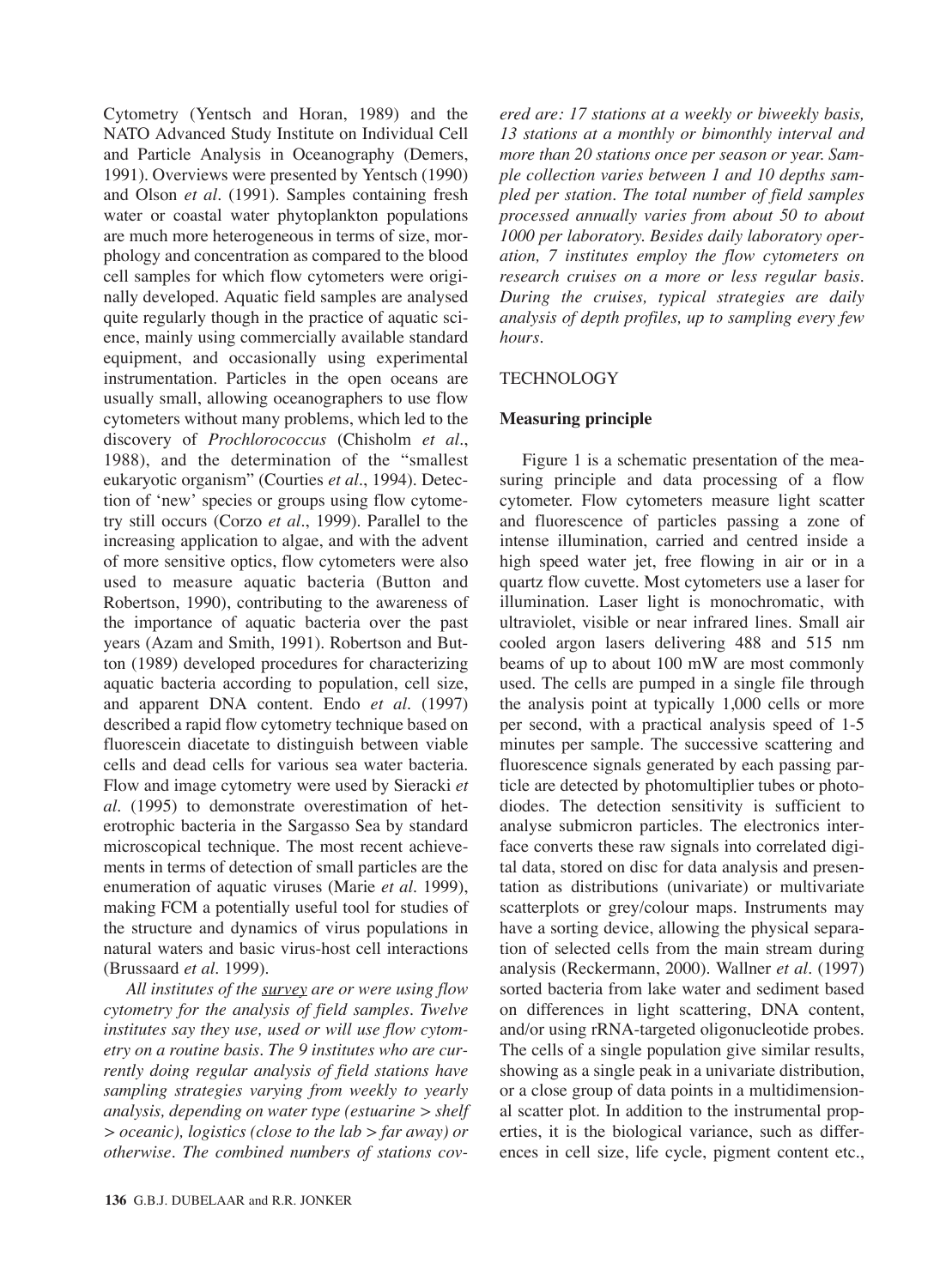Cytometry (Yentsch and Horan, 1989) and the NATO Advanced Study Institute on Individual Cell and Particle Analysis in Oceanography (Demers, 1991). Overviews were presented by Yentsch (1990) and Olson *et al*. (1991). Samples containing fresh water or coastal water phytoplankton populations are much more heterogeneous in terms of size, morphology and concentration as compared to the blood cell samples for which flow cytometers were originally developed. Aquatic field samples are analysed quite regularly though in the practice of aquatic science, mainly using commercially available standard equipment, and occasionally using experimental instrumentation. Particles in the open oceans are usually small, allowing oceanographers to use flow cytometers without many problems, which led to the discovery of *Prochlorococcus* (Chisholm *et al*., 1988), and the determination of the "smallest eukaryotic organism" (Courties *et al*., 1994). Detection of 'new' species or groups using flow cytometry still occurs (Corzo *et al*., 1999). Parallel to the increasing application to algae, and with the advent of more sensitive optics, flow cytometers were also used to measure aquatic bacteria (Button and Robertson, 1990), contributing to the awareness of the importance of aquatic bacteria over the past years (Azam and Smith, 1991). Robertson and Button (1989) developed procedures for characterizing aquatic bacteria according to population, cell size, and apparent DNA content. Endo *et al*. (1997) described a rapid flow cytometry technique based on fluorescein diacetate to distinguish between viable cells and dead cells for various sea water bacteria. Flow and image cytometry were used by Sieracki *et al*. (1995) to demonstrate overestimation of heterotrophic bacteria in the Sargasso Sea by standard microscopical technique. The most recent achievements in terms of detection of small particles are the enumeration of aquatic viruses (Marie *et al*. 1999), making FCM a potentially useful tool for studies of the structure and dynamics of virus populations in natural waters and basic virus-host cell interactions (Brussaard *et al*. 1999).

*All institutes of the* <u>*survey*</u> *are or were using flow cytometry for the analysis of field samples. Twelve institutes say they use, used or will use flow cytometry on a routine basis. The 9 institutes who are currently doing regular analysis of field stations have sampling strategies varying from weekly to yearly analysis, depending on water type (estuarine > shelf > oceanic), logistics (close to the lab > far away) or otherwise. The combined numbers of stations covered are: 17 stations at a weekly or biweekly basis, 13 stations at a monthly or bimonthly interval and more than 20 stations once per season or year. Sample collection varies between 1 and 10 depths sampled per station. The total number of field samples processed annually varies from about 50 to about 1000 per laboratory. Besides daily laboratory operation, 7 institutes employ the flow cytometers on research cruises on a more or less regular basis. During the cruises, typical strategies are daily analysis of depth profiles, up to sampling every few hours.*

## TECHNOLOGY

### Measuring principle

Figure 1 is a schematic presentation of the measuring principle and data processing of a flow cytometer. Flow cytometers measure light scatter and fluorescence of particles passing a zone of intense illumination, carried and centred inside a high speed water jet, free flowing in air or in a quartz flow cuvette. Most cytometers use a laser for illumination. Laser light is monochromatic, with ultraviolet, visible or near infrared lines. Small air cooled argon lasers delivering 488 and 515 nm beams of up to about 100 mW are most commonly used. The cells are pumped in a single file through the analysis point at typically 1,000 cells or more per second, with a practical analysis speed of 1-5 minutes per sample. The successive scattering and fluorescence signals generated by each passing particle are detected by photomultiplier tubes or photodiodes. The detection sensitivity is sufficient to analyse submicron particles. The electronics interface converts these raw signals into correlated digital data, stored on disc for data analysis and presentation as distributions (univariate) or multivariate scatterplots or grey/colour maps. Instruments may have a sorting device, allowing the physical separation of selected cells from the main stream during analysis (Reckermann, 2000). Wallner *et al*. (1997) sorted bacteria from lake water and sediment based on differences in light scattering, DNA content, and/or using rRNA-targeted oligonucleotide probes. The cells of a single population give similar results, showing as a single peak in a univariate distribution, or a close group of data points in a multidimensional scatter plot. In addition to the instrumental properties, it is the biological variance, such as differences in cell size, life cycle, pigment content etc.,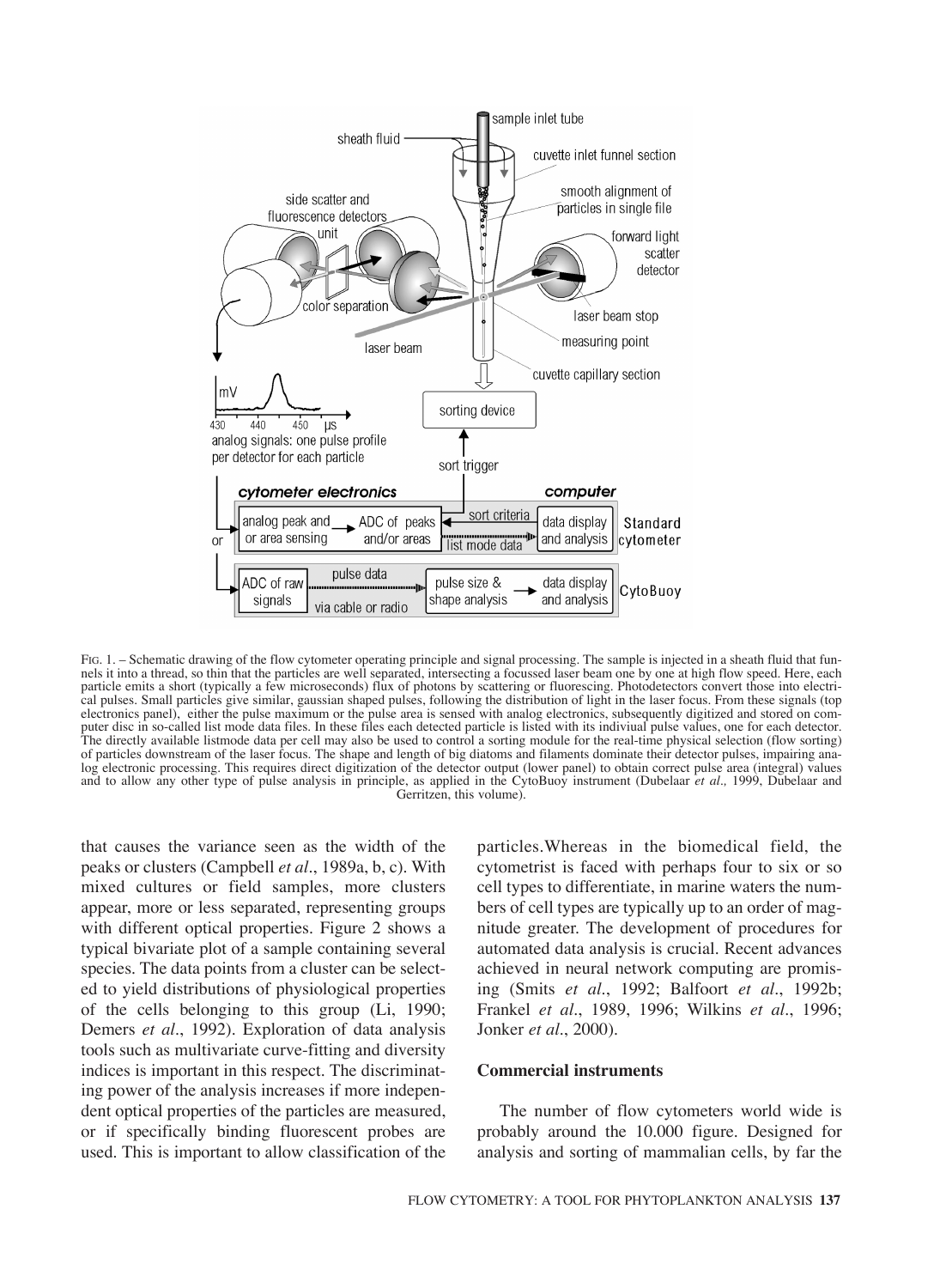FIG. 1. – Schematic drawing of the flow cytometer operating principle and signal processing. The sample is injected in a sheath fluid that funnels it into a thread, so thin that the particles are well separated, intersecting a focussed laser beam one by one at high flow speed. Here, each particle emits a short (typically a few microseconds) flux of photons by scattering or fluorescing. Photodetectors convert those into electrical pulses. Small particles give similar, gaussian shaped pulses, following the distribution of light in the laser focus. From these signals (top electronics panel), either the pulse maximum or the pulse area is sensed with analog electronics, subsequently digitized and stored on computer disc in so-called list mode data files. In these files each detected particle is listed with its indiviual pulse values, one for each detector. The directly available listmode data per cell may also be used to control a sorting module for the real-time physical selection (flow sorting) of particles downstream of the laser focus. The shape and length of big diatoms and filaments dominate their detector pulses, impairing analog electronic processing. This requires direct digitization of the detector output (lower panel) to obtain correct pulse area (integral) values and to allow any other type of pulse analysis in principle, as applied in the CytoBuoy instrument (Dubelaar *et al.,* 1999, Dubelaar and Gerritzen, this volume).

that causes the variance seen as the width of the peaks or clusters (Campbell *et al*., 1989a, b, c). With mixed cultures or field samples, more clusters appear, more or less separated, representing groups with different optical properties. Figure 2 shows a typical bivariate plot of a sample containing several species. The data points from a cluster can be selected to yield distributions of physiological properties of the cells belonging to this group (Li, 1990; Demers *et al*., 1992). Exploration of data analysis tools such as multivariate curve-fitting and diversity indices is important in this respect. The discriminating power of the analysis increases if more independent optical properties of the particles are measured, or if specifically binding fluorescent probes are used. This is important to allow classification of the particles.Whereas in the biomedical field, the cytometrist is faced with perhaps four to six or so cell types to differentiate, in marine waters the numbers of cell types are typically up to an order of magnitude greater. The development of procedures for automated data analysis is crucial. Recent advances achieved in neural network computing are promising (Smits *et al*., 1992; Balfoort *et al*., 1992b; Frankel *et al*., 1989, 1996; Wilkins *et al*., 1996; Jonker *et al*., 2000).

## Commercial instruments

The number of flow cytometers world wide is probably around the 10.000 figure. Designed for analysis and sorting of mammalian cells, by far the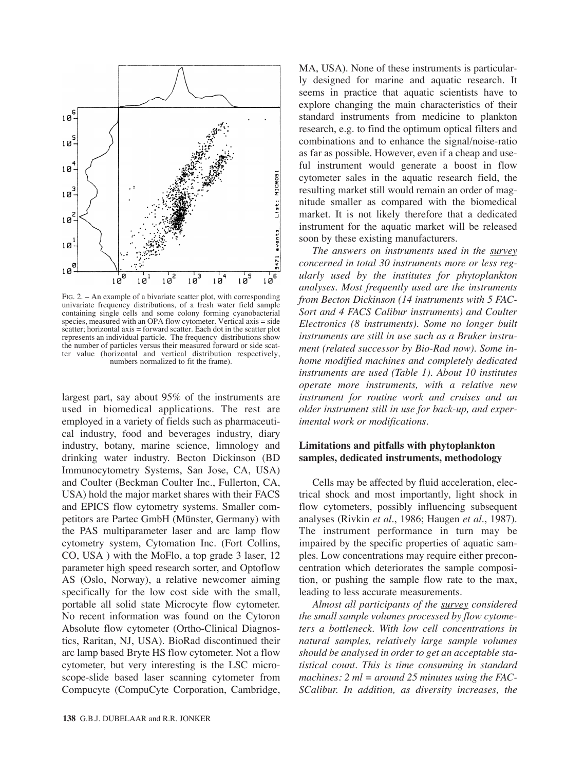FIG. 2. – An example of a bivariate scatter plot, with corresponding univariate frequency distributions, of a fresh water field sample containing single cells and some colony forming cyanobacterial species, measured with an OPA flow cytometer. Vertical axis = side scatter; horizontal axis = forward scatter. Each dot in the scatter plot represents an individual particle. The frequency distributions show the number of particles versus their measured forward or side scatter value (horizontal and vertical distribution respectively, numbers normalized to fit the frame).

largest part, say about 95% of the instruments are used in biomedical applications. The rest are employed in a variety of fields such as pharmaceutical industry, food and beverages industry, diary industry, botany, marine science, limnology and drinking water industry. Becton Dickinson (BD Immunocytometry Systems, San Jose, CA, USA) and Coulter (Beckman Coulter Inc., Fullerton, CA, USA) hold the major market shares with their FACS and EPICS flow cytometry systems. Smaller competitors are Partec GmbH (Münster, Germany) with the PAS multiparameter laser and arc lamp flow cytometry system, Cytomation Inc. (Fort Collins, CO, USA ) with the MoFlo, a top grade 3 laser, 12 parameter high speed research sorter, and Optoflow AS (Oslo, Norway), a relative newcomer aiming specifically for the low cost side with the small, portable all solid state Microcyte flow cytometer. No recent information was found on the Cytoron Absolute flow cytometer (Ortho-Clinical Diagnostics, Raritan, NJ, USA). BioRad discontinued their arc lamp based Bryte HS flow cytometer. Not a flow cytometer, but very interesting is the LSC microscope-slide based laser scanning cytometer from Compucyte (CompuCyte Corporation, Cambridge, MA, USA). None of these instruments is particularly designed for marine and aquatic research. It seems in practice that aquatic scientists have to explore changing the main characteristics of their standard instruments from medicine to plankton research, e.g. to find the optimum optical filters and combinations and to enhance the signal/noise-ratio as far as possible. However, even if a cheap and useful instrument would generate a boost in flow cytometer sales in the aquatic research field, the resulting market still would remain an order of magnitude smaller as compared with the biomedical market. It is not likely therefore that a dedicated instrument for the aquatic market will be released soon by these existing manufacturers.

*The answers on instruments used in the survey concerned in total 30 instruments more or less regularly used by the institutes for phytoplankton analyses. Most frequently used are the instruments from Becton Dickinson (14 instruments with 5 FACSort and 4 FACS Calibur instruments) and Coulter Electronics (8 instruments). Some no longer built instruments are still in use such as a Bruker instrument (related successor by Bio-Rad now). Some in-home modified machines and completely dedicated instruments are used (Table 1). About 10 institutes operate more instruments, with a relative new instrument for routine work and cruises and an older instrument still in use for back-up, and experimental work or modifications.*

## Limitations and pitfalls with phytoplankton samples, dedicated instruments, methodology

Cells may be affected by fluid acceleration, electrical shock and most importantly, light shock in flow cytometers, possibly influencing subsequent analyses (Rivkin *et al.*, 1986; Haugen *et al.*, 1987). The instrument performance in turn may be impaired by the specific properties of aquatic samples. Low concentrations may require either preconcentration which deteriorates the sample composition, or pushing the sample flow rate to the max, leading to less accurate measurements.

*Almost all participants of the survey considered the small sample volumes processed by flow cytometers a bottleneck. With low cell concentrations in natural samples, relatively large sample volumes should be analysed in order to get an acceptable statistical count. This is time consuming in standard machines: 2 ml = around 25 minutes using the FACSCalibur. In addition, as diversity increases, the*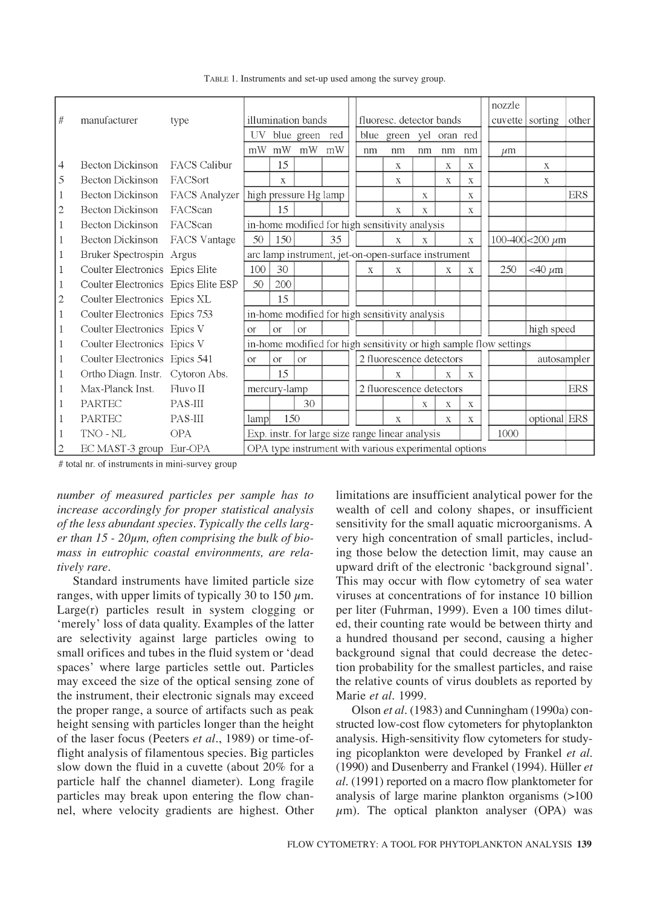TABLE 1. Instruments and set-up used among the survey group.

| # | manufacturer | type | illumination bands | | | | fluoresc. detector bands | | | | | nozzle cuvette | sorting | other |
|---|---|---|---|---|---|---|---|---|---|---|---|---|---|---|
| | | | UV | blue | green | red | blue | green | yel | oran | red | | | |
| | | | mW | mW | mW | mW | nm | nm | nm | nm | nm | μm | | |
| 4 | Becton Dickinson | FACS Calibur | | 15 | | | | x | | x | x | | x | |
| 5 | Becton Dickinson | FACSort | | x | | | | x | | x | x | | x | |
| 1 | Becton Dickinson | FACS Analyzer | high pressure Hg lamp | | | | | | x | | x | | | ERS |
| 2 | Becton Dickinson | FACScan | | 15 | | | | x | x | | x | | | |
| 1 | Becton Dickinson | FACScan | in-home modified for high sensitivity analysis | | | | | | | | | | | |
| 1 | Becton Dickinson | FACS Vantage | 50 | 150 | | 35 | | x | x | | x | 100-400 | <200 μm | |
| 1 | Bruker Spectrospin | Argus | arc lamp instrument, jet-on-open-surface instrument | | | | | | | | | | | |
| 1 | Coulter Electronics | Epics Elite | 100 | 30 | | | x | x | | x | x | 250 | <40 μm | |
| 1 | Coulter Electronics | Epics Elite ESP | 50 | 200 | | | | | | | | | | |
| 2 | Coulter Electronics | Epics XL | | 15 | | | | | | | | | | |
| 1 | Coulter Electronics | Epics 753 | in-home modified for high sensitivity analysis | | | | | | | | | | | |
| 1 | Coulter Electronics | Epics V | or | or | or | | | | | | | | high speed | |
| 1 | Coulter Electronics | Epics V | in-home modified for high sensitivity or high sample flow settings | | | | | | | | | | | |
| 1 | Coulter Electronics | Epics 541 | or | or | or | | 2 fluorescence detectors | | | | | | autosampler | |
| 1 | Ortho Diagn. Instr. | Cytoron Abs. | | 15 | | | | x | | x | x | | | |
| 1 | Max-Planck Inst. | Fluvo II | mercury-lamp | | | | 2 fluorescence detectors | | | | | | | ERS |
| 1 | PARTEC | PAS-III | | | 30 | | | | x | x | x | | | |
| 1 | PARTEC | PAS-III | lamp | 150 | | | | x | | x | x | μm | optional | ERS |
| 1 | TNO - NL | OPA | Exp. instr. for large size range linear analysis | | | | | | | | | 1000 | | |
| 2 | EC MAST-3 group | Eur-OPA | OPA type instrument with various experimental options | | | | | | | | | | | |

# total nr. of instruments in mini-survey group

*number of measured particles per sample has to increase accordingly for proper statistical analysis of the less abundant species. Typically the cells larger than 15 - 20μm, often comprising the bulk of biomass in eutrophic coastal environments, are relatively rare.*

Standard instruments have limited particle size ranges, with upper limits of typically 30 to 150 μm. Large(r) particles result in system clogging or 'merely' loss of data quality. Examples of the latter are selectivity against large particles owing to small orifices and tubes in the fluid system or 'dead spaces' where large particles settle out. Particles may exceed the size of the optical sensing zone of the instrument, their electronic signals may exceed the proper range, a source of artifacts such as peak height sensing with particles longer than the height of the laser focus (Peeters *et al*., 1989) or time-of-flight analysis of filamentous species. Big particles slow down the fluid in a cuvette (about 20% for a particle half the channel diameter). Long fragile particles may break upon entering the flow channel, where velocity gradients are highest. Other limitations are insufficient analytical power for the wealth of cell and colony shapes, or insufficient sensitivity for the small aquatic microorganisms. A very high concentration of small particles, including those below the detection limit, may cause an upward drift of the electronic 'background signal'. This may occur with flow cytometry of sea water viruses at concentrations of for instance 10 billion per liter (Fuhrman, 1999). Even a 100 times diluted, their counting rate would be between thirty and a hundred thousand per second, causing a higher background signal that could decrease the detection probability for the smallest particles, and raise the relative counts of virus doublets as reported by Marie *et al*. 1999.

Olson *et al*. (1983) and Cunningham (1990a) constructed low-cost flow cytometers for phytoplankton analysis. High-sensitivity flow cytometers for studying picoplankton were developed by Frankel *et al*. (1990) and Dusenberry and Frankel (1994). Hüller *et al*. (1991) reported on a macro flow planktometer for analysis of large marine plankton organisms (>100 μm). The optical plankton analyser (OPA) was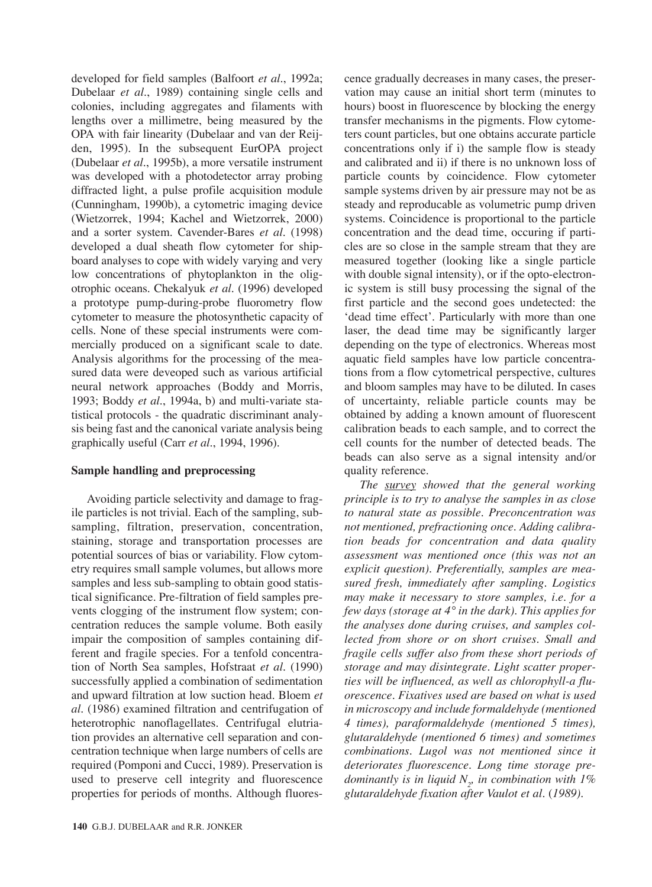developed for field samples (Balfoort *et al.*, 1992a; Dubelaar *et al.*, 1989) containing single cells and colonies, including aggregates and filaments with lengths over a millimetre, being measured by the OPA with fair linearity (Dubelaar and van der Reijden, 1995). In the subsequent EurOPA project (Dubelaar *et al.*, 1995b), a more versatile instrument was developed with a photodetector array probing diffracted light, a pulse profile acquisition module (Cunningham, 1990b), a cytometric imaging device (Wietzorrek, 1994; Kachel and Wietzorrek, 2000) and a sorter system. Cavender-Bares *et al.* (1998) developed a dual sheath flow cytometer for shipboard analyses to cope with widely varying and very low concentrations of phytoplankton in the oligotrophic oceans. Chekalyuk *et al.* (1996) developed a prototype pump-during-probe fluorometry flow cytometer to measure the photosynthetic capacity of cells. None of these special instruments were commercially produced on a significant scale to date. Analysis algorithms for the processing of the measured data were deveoped such as various artificial neural network approaches (Boddy and Morris, 1993; Boddy *et al.*, 1994a, b) and multi-variate statistical protocols - the quadratic discriminant analysis being fast and the canonical variate analysis being graphically useful (Carr *et al.*, 1994, 1996).

## Sample handling and preprocessing

Avoiding particle selectivity and damage to fragile particles is not trivial. Each of the sampling, subsampling, filtration, preservation, concentration, staining, storage and transportation processes are potential sources of bias or variability. Flow cytometry requires small sample volumes, but allows more samples and less sub-sampling to obtain good statistical significance. Pre-filtration of field samples prevents clogging of the instrument flow system; concentration reduces the sample volume. Both easily impair the composition of samples containing different and fragile species. For a tenfold concentration of North Sea samples, Hofstraat *et al.* (1990) successfully applied a combination of sedimentation and upward filtration at low suction head. Bloem *et al.* (1986) examined filtration and centrifugation of heterotrophic nanoflagellates. Centrifugal elutriation provides an alternative cell separation and concentration technique when large numbers of cells are required (Pomponi and Cucci, 1989). Preservation is used to preserve cell integrity and fluorescence properties for periods of months. Although fluorescence gradually decreases in many cases, the preservation may cause an initial short term (minutes to hours) boost in fluorescence by blocking the energy transfer mechanisms in the pigments. Flow cytometers count particles, but one obtains accurate particle concentrations only if i) the sample flow is steady and calibrated and ii) if there is no unknown loss of particle counts by coincidence. Flow cytometer sample systems driven by air pressure may not be as steady and reproducable as volumetric pump driven systems. Coincidence is proportional to the particle concentration and the dead time, occuring if particles are so close in the sample stream that they are measured together (looking like a single particle with double signal intensity), or if the opto-electronic system is still busy processing the signal of the first particle and the second goes undetected: the 'dead time effect'. Particularly with more than one laser, the dead time may be significantly larger depending on the type of electronics. Whereas most aquatic field samples have low particle concentrations from a flow cytometrical perspective, cultures and bloom samples may have to be diluted. In cases of uncertainty, reliable particle counts may be obtained by adding a known amount of fluorescent calibration beads to each sample, and to correct the cell counts for the number of detected beads. The beads can also serve as a signal intensity and/or quality reference.

*The survey showed that the general working principle is to try to analyse the samples in as close to natural state as possible. Preconcentration was not mentioned, prefractioning once. Adding calibration beads for concentration and data quality assessment was mentioned once (this was not an explicit question). Preferentially, samples are measured fresh, immediately after sampling. Logistics may make it necessary to store samples, i.e. for a few days (storage at 4° in the dark). This applies for the analyses done during cruises, and samples collected from shore or on short cruises. Small and fragile cells suffer also from these short periods of storage and may disintegrate. Light scatter properties will be influenced, as well as chlorophyll-a fluorescence. Fixatives used are based on what is used in microscopy and include formaldehyde (mentioned 4 times), paraformaldehyde (mentioned 5 times), glutaraldehyde (mentioned 6 times) and sometimes combinations. Lugol was not mentioned since it deteriorates fluorescence. Long time storage predominantly is in liquid $N_2$, in combination with 1% glutaraldehyde fixation after Vaulot et al. (1989).*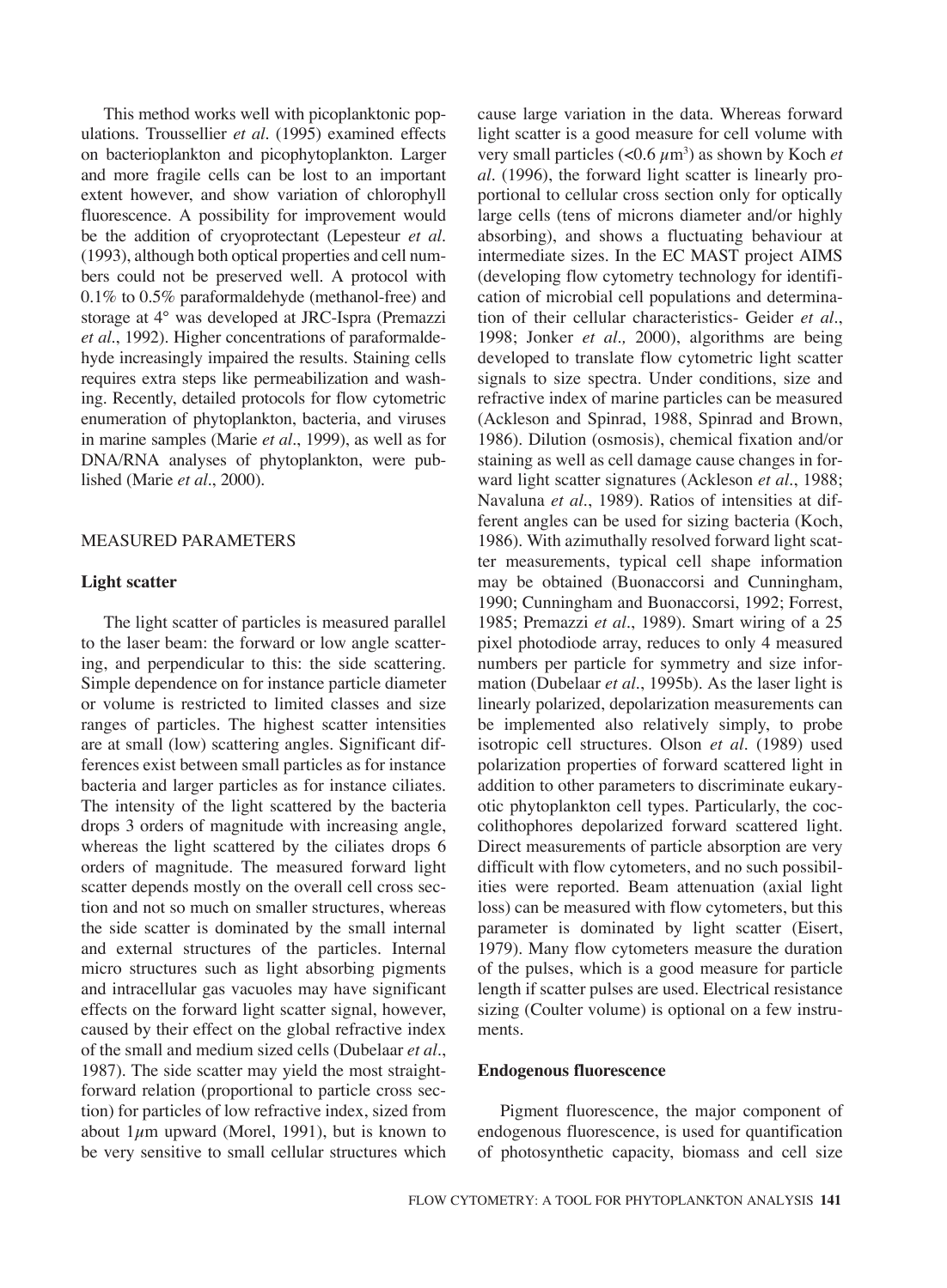This method works well with picoplanktonic populations. Troussellier *et al*. (1995) examined effects on bacterioplankton and picophytoplankton. Larger and more fragile cells can be lost to an important extent however, and show variation of chlorophyll fluorescence. A possibility for improvement would be the addition of cryoprotectant (Lepesteur *et al*. (1993), although both optical properties and cell numbers could not be preserved well. A protocol with 0.1% to 0.5% paraformaldehyde (methanol-free) and storage at 4° was developed at JRC-Ispra (Premazzi *et al*., 1992). Higher concentrations of paraformaldehyde increasingly impaired the results. Staining cells requires extra steps like permeabilization and washing. Recently, detailed protocols for flow cytometric enumeration of phytoplankton, bacteria, and viruses in marine samples (Marie *et al*., 1999), as well as for DNA/RNA analyses of phytoplankton, were published (Marie *et al*., 2000).

## MEASURED PARAMETERS

### Light scatter

The light scatter of particles is measured parallel to the laser beam: the forward or low angle scattering, and perpendicular to this: the side scattering. Simple dependence on for instance particle diameter or volume is restricted to limited classes and size ranges of particles. The highest scatter intensities are at small (low) scattering angles. Significant differences exist between small particles as for instance bacteria and larger particles as for instance ciliates. The intensity of the light scattered by the bacteria drops 3 orders of magnitude with increasing angle, whereas the light scattered by the ciliates drops 6 orders of magnitude. The measured forward light scatter depends mostly on the overall cell cross section and not so much on smaller structures, whereas the side scatter is dominated by the small internal and external structures of the particles. Internal micro structures such as light absorbing pigments and intracellular gas vacuoles may have significant effects on the forward light scatter signal, however, caused by their effect on the global refractive index of the small and medium sized cells (Dubelaar *et al*., 1987). The side scatter may yield the most straightforward relation (proportional to particle cross section) for particles of low refractive index, sized from about 1$\mu$m upward (Morel, 1991), but is known to be very sensitive to small cellular structures which cause large variation in the data. Whereas forward light scatter is a good measure for cell volume with very small particles (<0.6 $\mu$m$^3$) as shown by Koch *et al*. (1996), the forward light scatter is linearly proportional to cellular cross section only for optically large cells (tens of microns diameter and/or highly absorbing), and shows a fluctuating behaviour at intermediate sizes. In the EC MAST project AIMS (developing flow cytometry technology for identification of microbial cell populations and determination of their cellular characteristics- Geider *et al*., 1998; Jonker *et al.,* 2000), algorithms are being developed to translate flow cytometric light scatter signals to size spectra. Under conditions, size and refractive index of marine particles can be measured (Ackleson and Spinrad, 1988, Spinrad and Brown, 1986). Dilution (osmosis), chemical fixation and/or staining as well as cell damage cause changes in forward light scatter signatures (Ackleson *et al*., 1988; Navaluna *et al*., 1989). Ratios of intensities at different angles can be used for sizing bacteria (Koch, 1986). With azimuthally resolved forward light scatter measurements, typical cell shape information may be obtained (Buonaccorsi and Cunningham, 1990; Cunningham and Buonaccorsi, 1992; Forrest, 1985; Premazzi *et al*., 1989). Smart wiring of a 25 pixel photodiode array, reduces to only 4 measured numbers per particle for symmetry and size information (Dubelaar *et al*., 1995b). As the laser light is linearly polarized, depolarization measurements can be implemented also relatively simply, to probe isotropic cell structures. Olson *et al*. (1989) used polarization properties of forward scattered light in addition to other parameters to discriminate eukaryotic phytoplankton cell types. Particularly, the coccolithophores depolarized forward scattered light. Direct measurements of particle absorption are very difficult with flow cytometers, and no such possibilities were reported. Beam attenuation (axial light loss) can be measured with flow cytometers, but this parameter is dominated by light scatter (Eisert, 1979). Many flow cytometers measure the duration of the pulses, which is a good measure for particle length if scatter pulses are used. Electrical resistance sizing (Coulter volume) is optional on a few instruments.

### Endogenous fluorescence

Pigment fluorescence, the major component of endogenous fluorescence, is used for quantification of photosynthetic capacity, biomass and cell size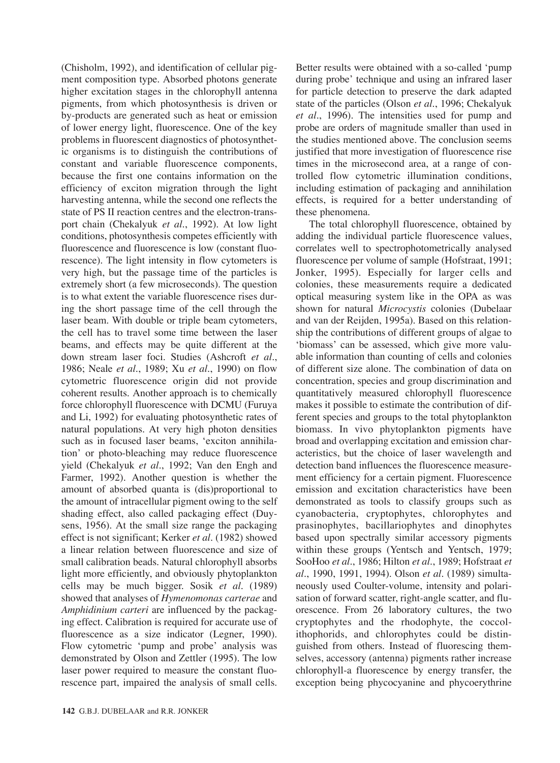(Chisholm, 1992), and identification of cellular pigment composition type. Absorbed photons generate higher excitation stages in the chlorophyll antenna pigments, from which photosynthesis is driven or by-products are generated such as heat or emission of lower energy light, fluorescence. One of the key problems in fluorescent diagnostics of photosynthetic organisms is to distinguish the contributions of constant and variable fluorescence components, because the first one contains information on the efficiency of exciton migration through the light harvesting antenna, while the second one reflects the state of PS II reaction centres and the electron-transport chain (Chekalyuk *et al*., 1992). At low light conditions, photosynthesis competes efficiently with fluorescence and fluorescence is low (constant fluorescence). The light intensity in flow cytometers is very high, but the passage time of the particles is extremely short (a few microseconds). The question is to what extent the variable fluorescence rises during the short passage time of the cell through the laser beam. With double or triple beam cytometers, the cell has to travel some time between the laser beams, and effects may be quite different at the down stream laser foci. Studies (Ashcroft *et al*., 1986; Neale *et al*., 1989; Xu *et al*., 1990) on flow cytometric fluorescence origin did not provide coherent results. Another approach is to chemically force chlorophyll fluorescence with DCMU (Furuya and Li, 1992) for evaluating photosynthetic rates of natural populations. At very high photon densities such as in focused laser beams, 'exciton annihilation' or photo-bleaching may reduce fluorescence yield (Chekalyuk *et al*., 1992; Van den Engh and Farmer, 1992). Another question is whether the amount of absorbed quanta is (dis)proportional to the amount of intracellular pigment owing to the self shading effect, also called packaging effect (Duysens, 1956). At the small size range the packaging effect is not significant; Kerker *et al*. (1982) showed a linear relation between fluorescence and size of small calibration beads. Natural chlorophyll absorbs light more efficiently, and obviously phytoplankton cells may be much bigger. Sosik *et al*. (1989) showed that analyses of *Hymenomonas carterae* and *Amphidinium carteri* are influenced by the packaging effect. Calibration is required for accurate use of fluorescence as a size indicator (Legner, 1990). Flow cytometric 'pump and probe' analysis was demonstrated by Olson and Zettler (1995). The low laser power required to measure the constant fluorescence part, impaired the analysis of small cells. Better results were obtained with a so-called 'pump during probe' technique and using an infrared laser for particle detection to preserve the dark adapted state of the particles (Olson *et al*., 1996; Chekalyuk *et al*., 1996). The intensities used for pump and probe are orders of magnitude smaller than used in the studies mentioned above. The conclusion seems justified that more investigation of fluorescence rise times in the microsecond area, at a range of controlled flow cytometric illumination conditions, including estimation of packaging and annihilation effects, is required for a better understanding of these phenomena.

The total chlorophyll fluorescence, obtained by adding the individual particle fluorescence values, correlates well to spectrophotometrically analysed fluorescence per volume of sample (Hofstraat, 1991; Jonker, 1995). Especially for larger cells and colonies, these measurements require a dedicated optical measuring system like in the OPA as was shown for natural *Microcystis* colonies (Dubelaar and van der Reijden, 1995a). Based on this relationship the contributions of different groups of algae to 'biomass' can be assessed, which give more valuable information than counting of cells and colonies of different size alone. The combination of data on concentration, species and group discrimination and quantitatively measured chlorophyll fluorescence makes it possible to estimate the contribution of different species and groups to the total phytoplankton biomass. In vivo phytoplankton pigments have broad and overlapping excitation and emission characteristics, but the choice of laser wavelength and detection band influences the fluorescence measurement efficiency for a certain pigment. Fluorescence emission and excitation characteristics have been demonstrated as tools to classify groups such as cyanobacteria, cryptophytes, chlorophytes and prasinophytes, bacillariophytes and dinophytes based upon spectrally similar accessory pigments within these groups (Yentsch and Yentsch, 1979; SooHoo *et al*., 1986; Hilton *et al*., 1989; Hofstraat *et al*., 1990, 1991, 1994). Olson *et al*. (1989) simultaneously used Coulter-volume, intensity and polarisation of forward scatter, right-angle scatter, and fluorescence. From 26 laboratory cultures, the two cryptophytes and the rhodophyte, the coccolithophorids, and chlorophytes could be distinguished from others. Instead of fluorescing themselves, accessory (antenna) pigments rather increase chlorophyll-a fluorescence by energy transfer, the exception being phycocyanine and phycoerythrine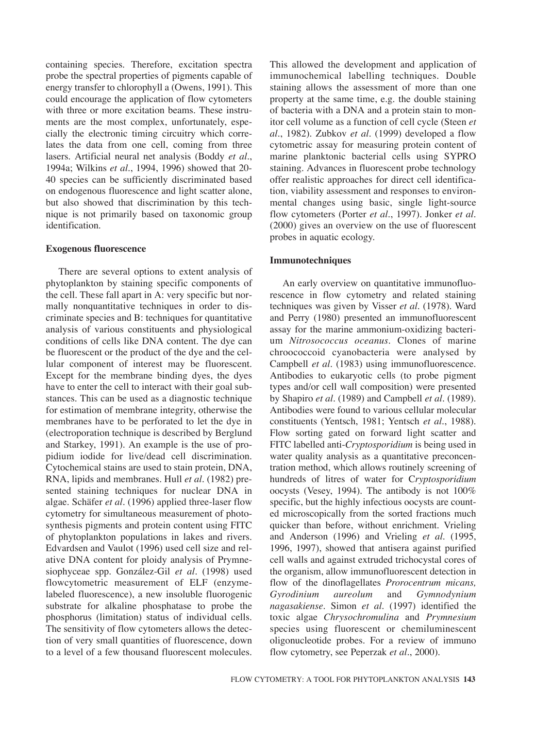containing species. Therefore, excitation spectra probe the spectral properties of pigments capable of energy transfer to chlorophyll a (Owens, 1991). This could encourage the application of flow cytometers with three or more excitation beams. These instruments are the most complex, unfortunately, especially the electronic timing circuitry which correlates the data from one cell, coming from three lasers. Artificial neural net analysis (Boddy *et al*., 1994a; Wilkins *et al*., 1994, 1996) showed that 20-40 species can be sufficiently discriminated based on endogenous fluorescence and light scatter alone, but also showed that discrimination by this technique is not primarily based on taxonomic group identification.

### Exogenous fluorescence

There are several options to extent analysis of phytoplankton by staining specific components of the cell. These fall apart in A: very specific but normally nonquantitative techniques in order to discriminate species and B: techniques for quantitative analysis of various constituents and physiological conditions of cells like DNA content. The dye can be fluorescent or the product of the dye and the cellular component of interest may be fluorescent. Except for the membrane binding dyes, the dyes have to enter the cell to interact with their goal substances. This can be used as a diagnostic technique for estimation of membrane integrity, otherwise the membranes have to be perforated to let the dye in (electroporation technique is described by Berglund and Starkey, 1991). An example is the use of propidium iodide for live/dead cell discrimination. Cytochemical stains are used to stain protein, DNA, RNA, lipids and membranes. Hull *et al*. (1982) presented staining techniques for nuclear DNA in algae. Schäfer *et al*. (1996) applied three-laser flow cytometry for simultaneous measurement of photosynthesis pigments and protein content using FITC of phytoplankton populations in lakes and rivers. Edvardsen and Vaulot (1996) used cell size and relative DNA content for ploidy analysis of Prymnesiophyceae spp. González-Gil *et al*. (1998) used flowcytometric measurement of ELF (enzyme-labeled fluorescence), a new insoluble fluorogenic substrate for alkaline phosphatase to probe the phosphorus (limitation) status of individual cells. The sensitivity of flow cytometers allows the detection of very small quantities of fluorescence, down to a level of a few thousand fluorescent molecules. This allowed the development and application of immunochemical labelling techniques. Double staining allows the assessment of more than one property at the same time, e.g. the double staining of bacteria with a DNA and a protein stain to monitor cell volume as a function of cell cycle (Steen *et al*., 1982). Zubkov *et al*. (1999) developed a flow cytometric assay for measuring protein content of marine planktonic bacterial cells using SYPRO staining. Advances in fluorescent probe technology offer realistic approaches for direct cell identification, viability assessment and responses to environmental changes using basic, single light-source flow cytometers (Porter *et al*., 1997). Jonker *et al*. (2000) gives an overview on the use of fluorescent probes in aquatic ecology.

### Immunotechniques

An early overview on quantitative immunofluorescence in flow cytometry and related staining techniques was given by Visser *et al*. (1978). Ward and Perry (1980) presented an immunofluorescent assay for the marine ammonium-oxidizing bacterium *Nitrosococcus oceanus*. Clones of marine chroococcoid cyanobacteria were analysed by Campbell *et al*. (1983) using immunofluorescence. Antibodies to eukaryotic cells (to probe pigment types and/or cell wall composition) were presented by Shapiro *et al*. (1989) and Campbell *et al*. (1989). Antibodies were found to various cellular molecular constituents (Yentsch, 1981; Yentsch *et al*., 1988). Flow sorting gated on forward light scatter and FITC labelled anti-*Cryptosporidium* is being used in water quality analysis as a quantitative preconcentration method, which allows routinely screening of hundreds of litres of water for *Cryptosporidium* oocysts (Vesey, 1994). The antibody is not 100% specific, but the highly infectious oocysts are counted microscopically from the sorted fractions much quicker than before, without enrichment. Vrieling and Anderson (1996) and Vrieling *et al*. (1995, 1996, 1997), showed that antisera against purified cell walls and against extruded trichocystal cores of the organism, allow immunofluorescent detection in flow of the dinoflagellates *Prorocentrum micans, Gyrodinium aureolum* and *Gymnodynium nagasakiense*. Simon *et al*. (1997) identified the toxic algae *Chrysochromulina* and *Prymnesium* species using fluorescent or chemiluminescent oligonucleotide probes. For a review of immuno flow cytometry, see Peperzak *et al*., 2000).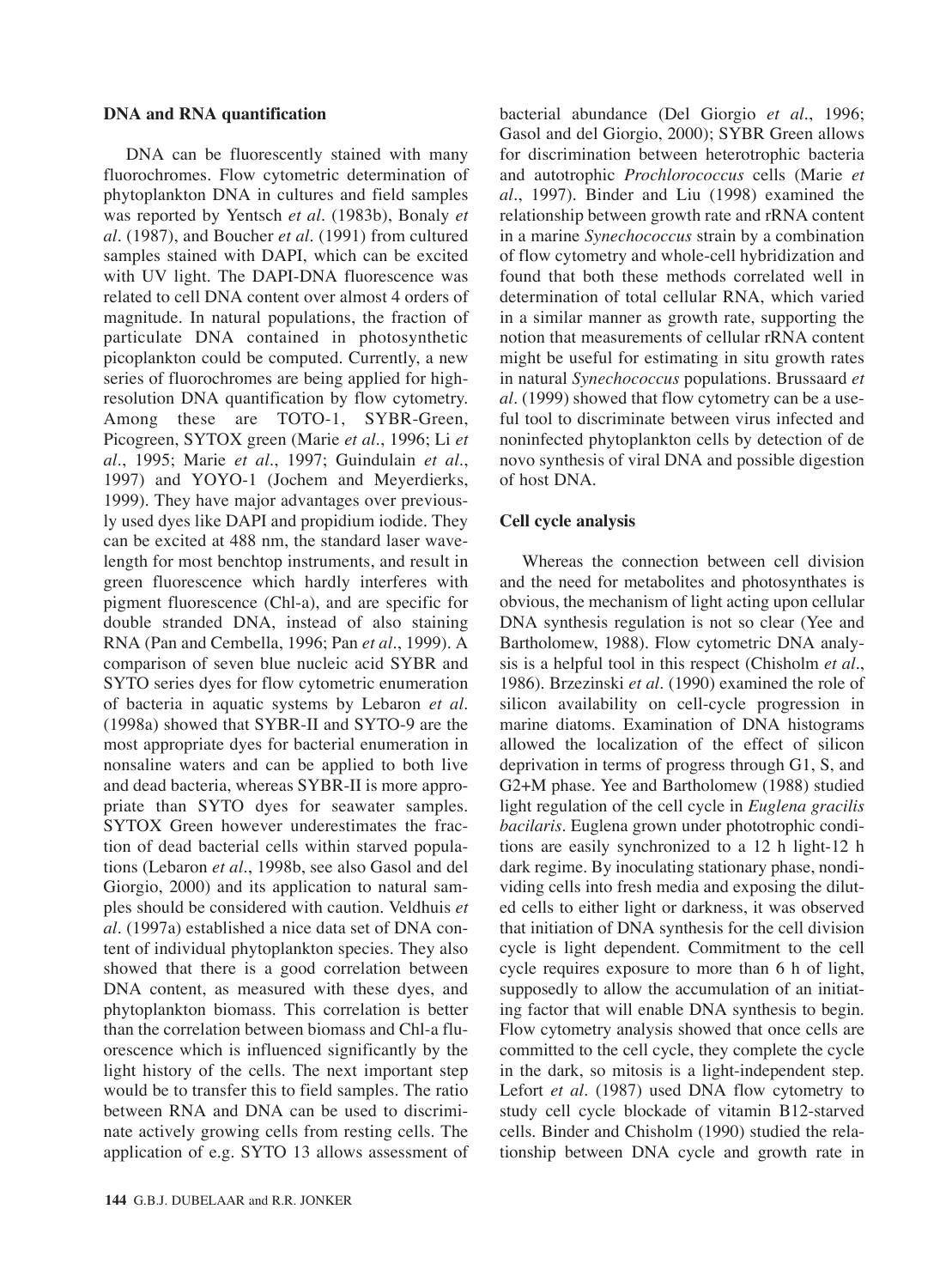### DNA and RNA quantification

DNA can be fluorescently stained with many fluorochromes. Flow cytometric determination of phytoplankton DNA in cultures and field samples was reported by Yentsch *et al.* (1983b), Bonaly *et al.* (1987), and Boucher *et al.* (1991) from cultured samples stained with DAPI, which can be excited with UV light. The DAPI-DNA fluorescence was related to cell DNA content over almost 4 orders of magnitude. In natural populations, the fraction of particulate DNA contained in photosynthetic picoplankton could be computed. Currently, a new series of fluorochromes are being applied for high-resolution DNA quantification by flow cytometry. Among these are TOTO-1, SYBR-Green, Picogreen, SYTOX green (Marie *et al.*, 1996; Li *et al.*, 1995; Marie *et al.*, 1997; Guindulain *et al.*, 1997) and YOYO-1 (Jochem and Meyerdierks, 1999). They have major advantages over previously used dyes like DAPI and propidium iodide. They can be excited at 488 nm, the standard laser wavelength for most benchtop instruments, and result in green fluorescence which hardly interferes with pigment fluorescence (Chl-a), and are specific for double stranded DNA, instead of also staining RNA (Pan and Cembella, 1996; Pan *et al.*, 1999). A comparison of seven blue nucleic acid SYBR and SYTO series dyes for flow cytometric enumeration of bacteria in aquatic systems by Lebaron *et al.* (1998a) showed that SYBR-II and SYTO-9 are the most appropriate dyes for bacterial enumeration in nonsaline waters and can be applied to both live and dead bacteria, whereas SYBR-II is more appropriate than SYTO dyes for seawater samples. SYTOX Green however underestimates the fraction of dead bacterial cells within starved populations (Lebaron *et al.*, 1998b, see also Gasol and del Giorgio, 2000) and its application to natural samples should be considered with caution. Veldhuis *et al.* (1997a) established a nice data set of DNA content of individual phytoplankton species. They also showed that there is a good correlation between DNA content, as measured with these dyes, and phytoplankton biomass. This correlation is better than the correlation between biomass and Chl-a fluorescence which is influenced significantly by the light history of the cells. The next important step would be to transfer this to field samples. The ratio between RNA and DNA can be used to discriminate actively growing cells from resting cells. The application of e.g. SYTO 13 allows assessment of bacterial abundance (Del Giorgio *et al.*, 1996; Gasol and del Giorgio, 2000); SYBR Green allows for discrimination between heterotrophic bacteria and autotrophic *Prochlorococcus* cells (Marie *et al.*, 1997). Binder and Liu (1998) examined the relationship between growth rate and rRNA content in a marine *Synechococcus* strain by a combination of flow cytometry and whole-cell hybridization and found that both these methods correlated well in determination of total cellular RNA, which varied in a similar manner as growth rate, supporting the notion that measurements of cellular rRNA content might be useful for estimating in situ growth rates in natural *Synechococcus* populations. Brussaard *et al.* (1999) showed that flow cytometry can be a useful tool to discriminate between virus infected and noninfected phytoplankton cells by detection of de novo synthesis of viral DNA and possible digestion of host DNA.

### Cell cycle analysis

Whereas the connection between cell division and the need for metabolites and photosynthates is obvious, the mechanism of light acting upon cellular DNA synthesis regulation is not so clear (Yee and Bartholomew, 1988). Flow cytometric DNA analysis is a helpful tool in this respect (Chisholm *et al.*, 1986). Brzezinski *et al.* (1990) examined the role of silicon availability on cell-cycle progression in marine diatoms. Examination of DNA histograms allowed the localization of the effect of silicon deprivation in terms of progress through G1, S, and G2+M phase. Yee and Bartholomew (1988) studied light regulation of the cell cycle in *Euglena gracilis bacilaris*. Euglena grown under phototrophic conditions are easily synchronized to a 12 h light-12 h dark regime. By inoculating stationary phase, nondividing cells into fresh media and exposing the diluted cells to either light or darkness, it was observed that initiation of DNA synthesis for the cell division cycle is light dependent. Commitment to the cell cycle requires exposure to more than 6 h of light, supposedly to allow the accumulation of an initiating factor that will enable DNA synthesis to begin. Flow cytometry analysis showed that once cells are committed to the cell cycle, they complete the cycle in the dark, so mitosis is a light-independent step. Lefort *et al.* (1987) used DNA flow cytometry to study cell cycle blockade of vitamin B12-starved cells. Binder and Chisholm (1990) studied the relationship between DNA cycle and growth rate in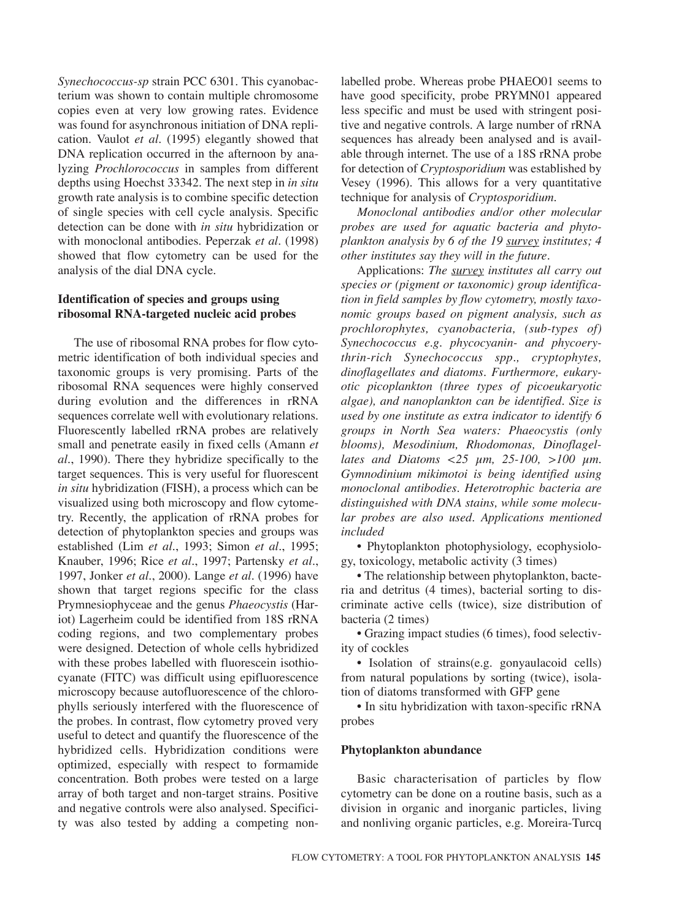*Synechococcus-sp* strain PCC 6301. This cyanobacterium was shown to contain multiple chromosome copies even at very low growing rates. Evidence was found for asynchronous initiation of DNA replication. Vaulot *et al*. (1995) elegantly showed that DNA replication occurred in the afternoon by analyzing *Prochlorococcus* in samples from different depths using Hoechst 33342. The next step in *in situ* growth rate analysis is to combine specific detection of single species with cell cycle analysis. Specific detection can be done with *in situ* hybridization or with monoclonal antibodies. Peperzak *et al*. (1998) showed that flow cytometry can be used for the analysis of the dial DNA cycle.

### Identification of species and groups using ribosomal RNA-targeted nucleic acid probes

The use of ribosomal RNA probes for flow cytometric identification of both individual species and taxonomic groups is very promising. Parts of the ribosomal RNA sequences were highly conserved during evolution and the differences in rRNA sequences correlate well with evolutionary relations. Fluorescently labelled rRNA probes are relatively small and penetrate easily in fixed cells (Amann *et al*., 1990). There they hybridize specifically to the target sequences. This is very useful for fluorescent *in situ* hybridization (FISH), a process which can be visualized using both microscopy and flow cytometry. Recently, the application of rRNA probes for detection of phytoplankton species and groups was established (Lim *et al*., 1993; Simon *et al*., 1995; Knauber, 1996; Rice *et al*., 1997; Partensky *et al*., 1997, Jonker *et al*., 2000). Lange *et al*. (1996) have shown that target regions specific for the class Prymnesiophyceae and the genus *Phaeocystis* (Hariot) Lagerheim could be identified from 18S rRNA coding regions, and two complementary probes were designed. Detection of whole cells hybridized with these probes labelled with fluorescein isothiocyanate (FITC) was difficult using epifluorescence microscopy because autofluorescence of the chlorophylls seriously interfered with the fluorescence of the probes. In contrast, flow cytometry proved very useful to detect and quantify the fluorescence of the hybridized cells. Hybridization conditions were optimized, especially with respect to formamide concentration. Both probes were tested on a large array of both target and non-target strains. Positive and negative controls were also analysed. Specificity was also tested by adding a competing non-labelled probe. Whereas probe PHAEO01 seems to have good specificity, probe PRYMN01 appeared less specific and must be used with stringent positive and negative controls. A large number of rRNA sequences has already been analysed and is available through internet. The use of a 18S rRNA probe for detection of *Cryptosporidium* was established by Vesey (1996). This allows for a very quantitative technique for analysis of *Cryptosporidium.*

*Monoclonal antibodies and/or other molecular probes are used for aquatic bacteria and phytoplankton analysis by 6 of the 19 survey institutes; 4 other institutes say they will in the future.*

Applications: *The survey institutes all carry out species or (pigment or taxonomic) group identification in field samples by flow cytometry, mostly taxonomic groups based on pigment analysis, such as prochlorophytes, cyanobacteria, (sub-types of) Synechococcus e.g. phycocyanin- and phycoerythrin-rich Synechococcus spp., cryptophytes, dinoflagellates and diatoms. Furthermore, eukaryotic picoplankton (three types of picoeukaryotic algae), and nanoplankton can be identified. Size is used by one institute as extra indicator to identify 6 groups in North Sea waters: Phaeocystis (only blooms), Mesodinium, Rhodomonas, Dinoflagellates and Diatoms <25 µm, 25-100, >100 µm. Gymnodinium mikimotoi is being identified using monoclonal antibodies. Heterotrophic bacteria are distinguished with DNA stains, while some molecular probes are also used. Applications mentioned included*

- Phytoplankton photophysiology, ecophysiology, toxicology, metabolic activity (3 times)
- The relationship between phytoplankton, bacteria and detritus (4 times), bacterial sorting to discriminate active cells (twice), size distribution of bacteria (2 times)
- Grazing impact studies (6 times), food selectivity of cockles
- Isolation of strains(e.g. gonyaulacoid cells) from natural populations by sorting (twice), isolation of diatoms transformed with GFP gene
- In situ hybridization with taxon-specific rRNA probes

### Phytoplankton abundance

Basic characterisation of particles by flow cytometry can be done on a routine basis, such as a division in organic and inorganic particles, living and nonliving organic particles, e.g. Moreira-Turcq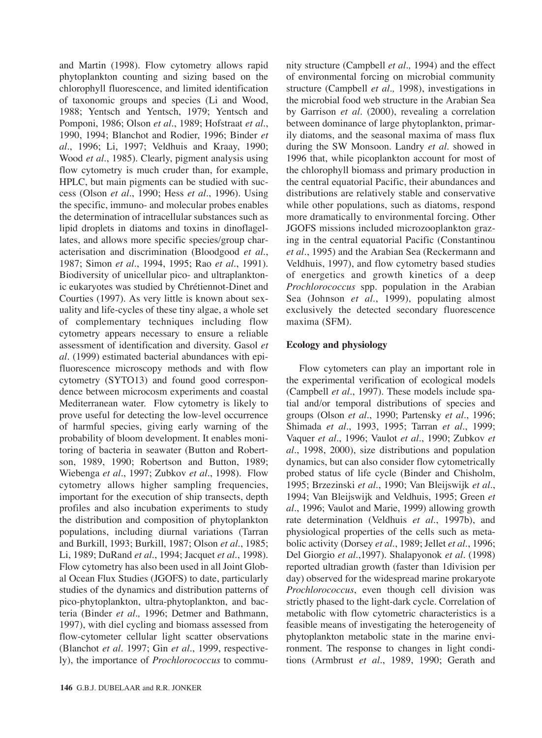and Martin (1998). Flow cytometry allows rapid phytoplankton counting and sizing based on the chlorophyll fluorescence, and limited identification of taxonomic groups and species (Li and Wood, 1988; Yentsch and Yentsch, 1979; Yentsch and Pomponi, 1986; Olson *et al*., 1989; Hofstraat *et al*., 1990, 1994; Blanchot and Rodier, 1996; Binder *et al*., 1996; Li, 1997; Veldhuis and Kraay, 1990; Wood *et al*., 1985). Clearly, pigment analysis using flow cytometry is much cruder than, for example, HPLC, but main pigments can be studied with success (Olson *et al*., 1990; Hess *et al*., 1996). Using the specific, immuno- and molecular probes enables the determination of intracellular substances such as lipid droplets in diatoms and toxins in dinoflagellates, and allows more specific species/group characterisation and discrimination (Bloodgood *et al*., 1987; Simon *et al*., 1994, 1995; Rao *et al*., 1991). Biodiversity of unicellular pico- and ultraplanktonic eukaryotes was studied by Chrétiennot-Dinet and Courties (1997). As very little is known about sexuality and life-cycles of these tiny algae, a whole set of complementary techniques including flow cytometry appears necessary to ensure a reliable assessment of identification and diversity. Gasol *et al*. (1999) estimated bacterial abundances with epifluorescence microscopy methods and with flow cytometry (SYTO13) and found good correspondence between microcosm experiments and coastal Mediterranean water. Flow cytometry is likely to prove useful for detecting the low-level occurrence of harmful species, giving early warning of the probability of bloom development. It enables monitoring of bacteria in seawater (Button and Robertson, 1989, 1990; Robertson and Button, 1989; Wiebenga *et al*., 1997; Zubkov *et al*., 1998). Flow cytometry allows higher sampling frequencies, important for the execution of ship transects, depth profiles and also incubation experiments to study the distribution and composition of phytoplankton populations, including diurnal variations (Tarran and Burkill, 1993; Burkill, 1987; Olson *et al*., 1985; Li, 1989; DuRand *et al*., 1994; Jacquet *et al*., 1998). Flow cytometry has also been used in all Joint Global Ocean Flux Studies (JGOFS) to date, particularly studies of the dynamics and distribution patterns of pico-phytoplankton, ultra-phytoplankton, and bacteria (Binder *et al.,* 1996; Detmer and Bathmann, 1997), with diel cycling and biomass assessed from flow-cytometer cellular light scatter observations (Blanchot *et al*. 1997; Gin *et al*., 1999, respectively), the importance of *Prochlorococcus* to community structure (Campbell *et al.,* 1994) and the effect of environmental forcing on microbial community structure (Campbell *et al.,* 1998), investigations in the microbial food web structure in the Arabian Sea by Garrison *et al*. (2000), revealing a correlation between dominance of large phytoplankton, primarily diatoms, and the seasonal maxima of mass flux during the SW Monsoon. Landry *et al*. showed in 1996 that, while picoplankton account for most of the chlorophyll biomass and primary production in the central equatorial Pacific, their abundances and distributions are relatively stable and conservative while other populations, such as diatoms, respond more dramatically to environmental forcing. Other JGOFS missions included microzooplankton grazing in the central equatorial Pacific (Constantinou *et al*., 1995) and the Arabian Sea (Reckermann and Veldhuis, 1997), and flow cytometry based studies of energetics and growth kinetics of a deep *Prochlorococcus* spp. population in the Arabian Sea (Johnson *et al*., 1999), populating almost exclusively the detected secondary fluorescence maxima (SFM).

## Ecology and physiology

Flow cytometers can play an important role in the experimental verification of ecological models (Campbell *et al*., 1997). These models include spatial and/or temporal distributions of species and groups (Olson *et al*., 1990; Partensky *et al*., 1996; Shimada *et al*., 1993, 1995; Tarran *et al*., 1999; Vaquer *et al*., 1996; Vaulot *et al*., 1990; Zubkov *et al*., 1998, 2000), size distributions and population dynamics, but can also consider flow cytometrically probed status of life cycle (Binder and Chisholm, 1995; Brzezinski *et al*., 1990; Van Bleijswijk *et al*., 1994; Van Bleijswijk and Veldhuis, 1995; Green *et al*., 1996; Vaulot and Marie, 1999) allowing growth rate determination (Veldhuis *et al*., 1997b), and physiological properties of the cells such as metabolic activity (Dorsey *et al*., 1989; Jellet *et al*., 1996; Del Giorgio *et al*.,1997). Shalapyonok *et al*. (1998) reported ultradian growth (faster than 1division per day) observed for the widespread marine prokaryote *Prochlorococcus*, even though cell division was strictly phased to the light-dark cycle. Correlation of metabolic with flow cytometric characteristics is a feasible means of investigating the heterogeneity of phytoplankton metabolic state in the marine environment. The response to changes in light conditions (Armbrust *et al*., 1989, 1990; Gerath and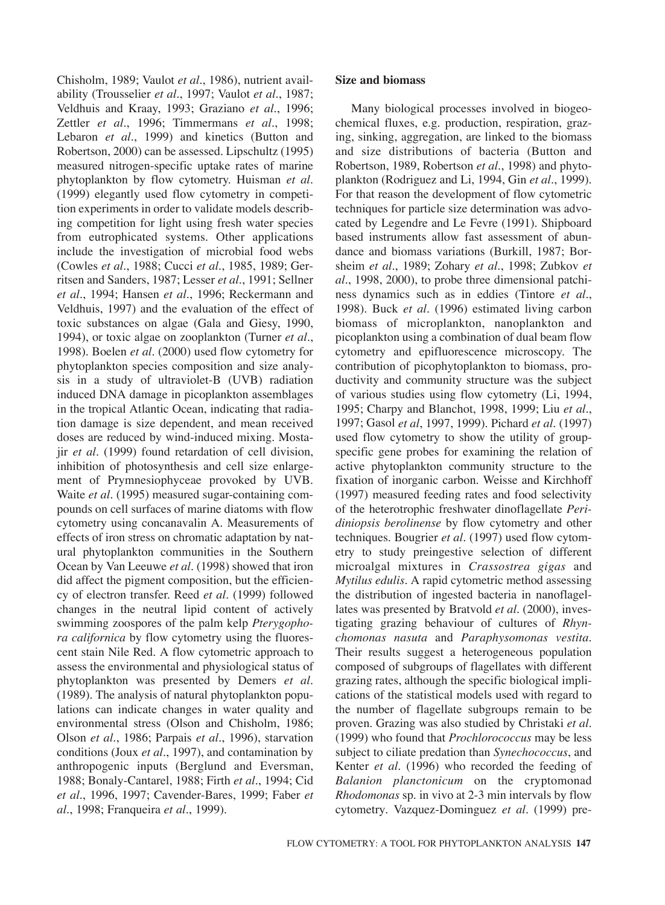Chisholm, 1989; Vaulot *et al*., 1986), nutrient availability (Trousselier *et al*., 1997; Vaulot *et al*., 1987; Veldhuis and Kraay, 1993; Graziano *et al*., 1996; Zettler *et al*., 1996; Timmermans *et al*., 1998; Lebaron *et al*., 1999) and kinetics (Button and Robertson, 2000) can be assessed. Lipschultz (1995) measured nitrogen-specific uptake rates of marine phytoplankton by flow cytometry. Huisman *et al*. (1999) elegantly used flow cytometry in competition experiments in order to validate models describing competition for light using fresh water species from eutrophicated systems. Other applications include the investigation of microbial food webs (Cowles *et al*., 1988; Cucci *et al*., 1985, 1989; Gerritsen and Sanders, 1987; Lesser *et al*., 1991; Sellner *et al*., 1994; Hansen *et al*., 1996; Reckermann and Veldhuis, 1997) and the evaluation of the effect of toxic substances on algae (Gala and Giesy, 1990, 1994), or toxic algae on zooplankton (Turner *et al*., 1998). Boelen *et al*. (2000) used flow cytometry for phytoplankton species composition and size analysis in a study of ultraviolet-B (UVB) radiation induced DNA damage in picoplankton assemblages in the tropical Atlantic Ocean, indicating that radiation damage is size dependent, and mean received doses are reduced by wind-induced mixing. Mostajir *et al*. (1999) found retardation of cell division, inhibition of photosynthesis and cell size enlargement of Prymnesiophyceae provoked by UVB. Waite *et al*. (1995) measured sugar-containing compounds on cell surfaces of marine diatoms with flow cytometry using concanavalin A. Measurements of effects of iron stress on chromatic adaptation by natural phytoplankton communities in the Southern Ocean by Van Leeuwe *et al*. (1998) showed that iron did affect the pigment composition, but the efficiency of electron transfer. Reed *et al*. (1999) followed changes in the neutral lipid content of actively swimming zoospores of the palm kelp *Pterygophora californica* by flow cytometry using the fluorescent stain Nile Red. A flow cytometric approach to assess the environmental and physiological status of phytoplankton was presented by Demers *et al*. (1989). The analysis of natural phytoplankton populations can indicate changes in water quality and environmental stress (Olson and Chisholm, 1986; Olson *et al*., 1986; Parpais *et al*., 1996), starvation conditions (Joux *et al*., 1997), and contamination by anthropogenic inputs (Berglund and Eversman, 1988; Bonaly-Cantarel, 1988; Firth *et al*., 1994; Cid *et al*., 1996, 1997; Cavender-Bares, 1999; Faber *et al*., 1998; Franqueira *et al*., 1999).

**Size and biomass**

Many biological processes involved in biogeochemical fluxes, e.g. production, respiration, grazing, sinking, aggregation, are linked to the biomass and size distributions of bacteria (Button and Robertson, 1989, Robertson *et al*., 1998) and phytoplankton (Rodriguez and Li, 1994, Gin *et al*., 1999). For that reason the development of flow cytometric techniques for particle size determination was advocated by Legendre and Le Fevre (1991). Shipboard based instruments allow fast assessment of abundance and biomass variations (Burkill, 1987; Borsheim *et al*., 1989; Zohary *et al*., 1998; Zubkov *et al*., 1998, 2000), to probe three dimensional patchiness dynamics such as in eddies (Tintore *et al*., 1998). Buck *et al*. (1996) estimated living carbon biomass of microplankton, nanoplankton and picoplankton using a combination of dual beam flow cytometry and epifluorescence microscopy. The contribution of picophytoplankton to biomass, productivity and community structure was the subject of various studies using flow cytometry (Li, 1994, 1995; Charpy and Blanchot, 1998, 1999; Liu *et al*., 1997; Gasol *et al*, 1997, 1999). Pichard *et al*. (1997) used flow cytometry to show the utility of group-specific gene probes for examining the relation of active phytoplankton community structure to the fixation of inorganic carbon. Weisse and Kirchhoff (1997) measured feeding rates and food selectivity of the heterotrophic freshwater dinoflagellate *Peridiniopsis berolinense* by flow cytometry and other techniques. Bougrier *et al*. (1997) used flow cytometry to study preingestive selection of different microalgal mixtures in *Crassostrea gigas* and *Mytilus edulis*. A rapid cytometric method assessing the distribution of ingested bacteria in nanoflagellates was presented by Bratvold *et al*. (2000), investigating grazing behaviour of cultures of *Rhynchomonas nasuta* and *Paraphysomonas vestita*. Their results suggest a heterogeneous population composed of subgroups of flagellates with different grazing rates, although the specific biological implications of the statistical models used with regard to the number of flagellate subgroups remain to be proven. Grazing was also studied by Christaki *et al*. (1999) who found that *Prochlorococcus* may be less subject to ciliate predation than *Synechococcus*, and Kenter *et al*. (1996) who recorded the feeding of *Balanion planctonicum* on the cryptomonad *Rhodomonas* sp. in vivo at 2-3 min intervals by flow cytometry. Vazquez-Dominguez *et al*. (1999) pre-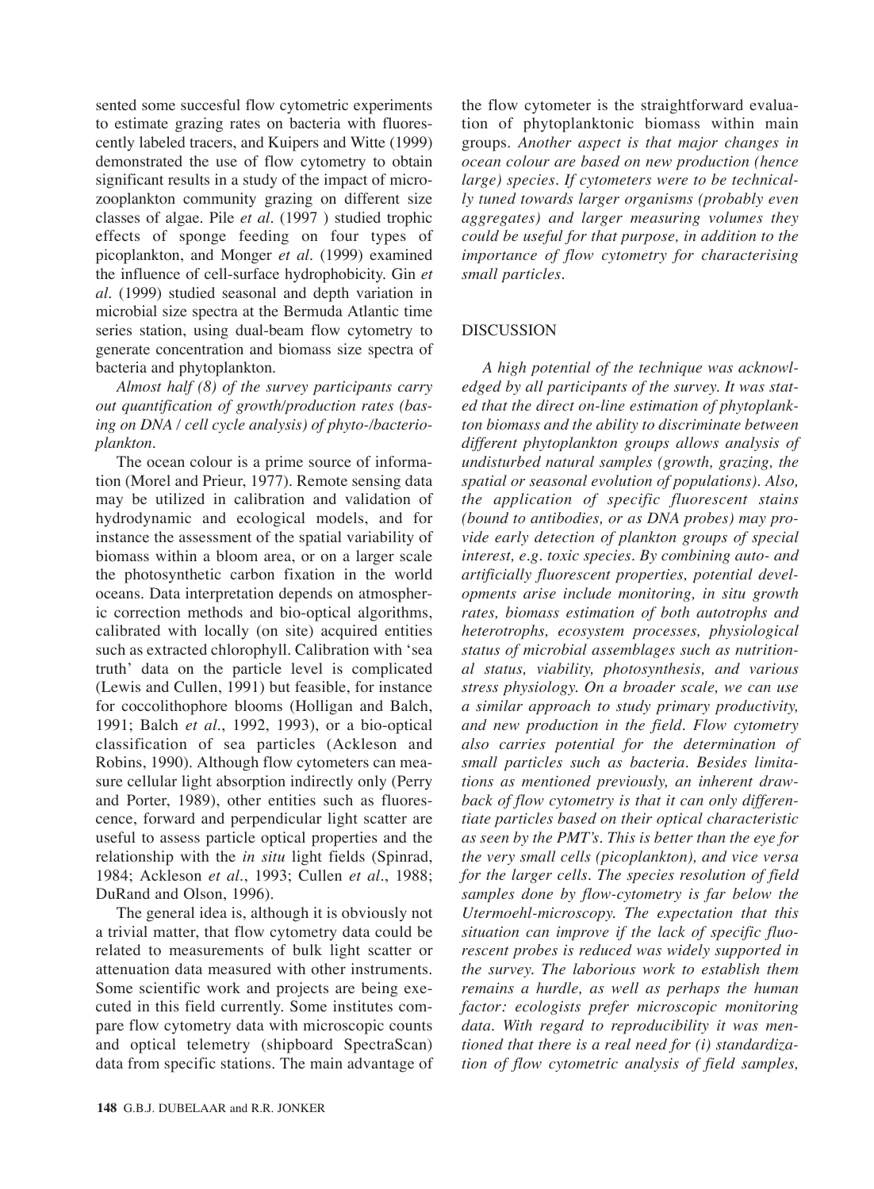sented some succesful flow cytometric experiments to estimate grazing rates on bacteria with fluorescently labeled tracers, and Kuipers and Witte (1999) demonstrated the use of flow cytometry to obtain significant results in a study of the impact of microzooplankton community grazing on different size classes of algae. Pile *et al*. (1997 ) studied trophic effects of sponge feeding on four types of picoplankton, and Monger *et al*. (1999) examined the influence of cell-surface hydrophobicity. Gin *et al*. (1999) studied seasonal and depth variation in microbial size spectra at the Bermuda Atlantic time series station, using dual-beam flow cytometry to generate concentration and biomass size spectra of bacteria and phytoplankton.

*Almost half (8) of the survey participants carry out quantification of growth/production rates (basing on DNA / cell cycle analysis) of phyto-/bacterioplankton.*

The ocean colour is a prime source of information (Morel and Prieur, 1977). Remote sensing data may be utilized in calibration and validation of hydrodynamic and ecological models, and for instance the assessment of the spatial variability of biomass within a bloom area, or on a larger scale the photosynthetic carbon fixation in the world oceans. Data interpretation depends on atmospheric correction methods and bio-optical algorithms, calibrated with locally (on site) acquired entities such as extracted chlorophyll. Calibration with 'sea truth' data on the particle level is complicated (Lewis and Cullen, 1991) but feasible, for instance for coccolithophore blooms (Holligan and Balch, 1991; Balch *et al*., 1992, 1993), or a bio-optical classification of sea particles (Ackleson and Robins, 1990). Although flow cytometers can measure cellular light absorption indirectly only (Perry and Porter, 1989), other entities such as fluorescence, forward and perpendicular light scatter are useful to assess particle optical properties and the relationship with the *in situ* light fields (Spinrad, 1984; Ackleson *et al*., 1993; Cullen *et al*., 1988; DuRand and Olson, 1996).

The general idea is, although it is obviously not a trivial matter, that flow cytometry data could be related to measurements of bulk light scatter or attenuation data measured with other instruments. Some scientific work and projects are being executed in this field currently. Some institutes compare flow cytometry data with microscopic counts and optical telemetry (shipboard SpectraScan) data from specific stations. The main advantage of the flow cytometer is the straightforward evaluation of phytoplanktonic biomass within main groups. *Another aspect is that major changes in ocean colour are based on new production (hence large) species. If cytometers were to be technically tuned towards larger organisms (probably even aggregates) and larger measuring volumes they could be useful for that purpose, in addition to the importance of flow cytometry for characterising small particles.*

## DISCUSSION

*A high potential of the technique was acknowledged by all participants of the survey. It was stated that the direct on-line estimation of phytoplankton biomass and the ability to discriminate between different phytoplankton groups allows analysis of undisturbed natural samples (growth, grazing, the spatial or seasonal evolution of populations). Also, the application of specific fluorescent stains (bound to antibodies, or as DNA probes) may provide early detection of plankton groups of special interest, e.g. toxic species. By combining auto- and artificially fluorescent properties, potential developments arise include monitoring, in situ growth rates, biomass estimation of both autotrophs and heterotrophs, ecosystem processes, physiological status of microbial assemblages such as nutritional status, viability, photosynthesis, and various stress physiology. On a broader scale, we can use a similar approach to study primary productivity, and new production in the field. Flow cytometry also carries potential for the determination of small particles such as bacteria. Besides limitations as mentioned previously, an inherent drawback of flow cytometry is that it can only differentiate particles based on their optical characteristic as seen by the PMT's. This is better than the eye for the very small cells (picoplankton), and vice versa for the larger cells. The species resolution of field samples done by flow-cytometry is far below the Utermoehl-microscopy. The expectation that this situation can improve if the lack of specific fluorescent probes is reduced was widely supported in the survey. The laborious work to establish them remains a hurdle, as well as perhaps the human factor: ecologists prefer microscopic monitoring data. With regard to reproducibility it was mentioned that there is a real need for (i) standardization of flow cytometric analysis of field samples,*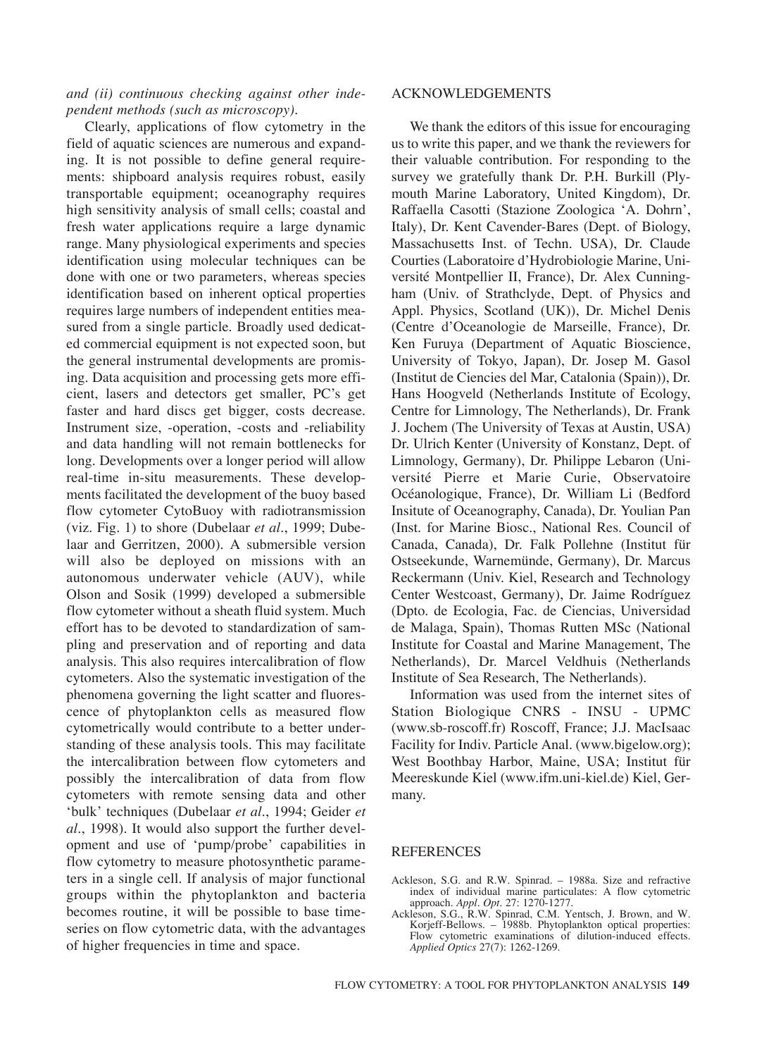*and (ii) continuous checking against other independent methods (such as microscopy).*

Clearly, applications of flow cytometry in the field of aquatic sciences are numerous and expanding. It is not possible to define general requirements: shipboard analysis requires robust, easily transportable equipment; oceanography requires high sensitivity analysis of small cells; coastal and fresh water applications require a large dynamic range. Many physiological experiments and species identification using molecular techniques can be done with one or two parameters, whereas species identification based on inherent optical properties requires large numbers of independent entities measured from a single particle. Broadly used dedicated commercial equipment is not expected soon, but the general instrumental developments are promising. Data acquisition and processing gets more efficient, lasers and detectors get smaller, PC's get faster and hard discs get bigger, costs decrease. Instrument size, -operation, -costs and -reliability and data handling will not remain bottlenecks for long. Developments over a longer period will allow real-time in-situ measurements. These developments facilitated the development of the buoy based flow cytometer CytoBuoy with radiotransmission (viz. Fig. 1) to shore (Dubelaar *et al*., 1999; Dubelaar and Gerritzen, 2000). A submersible version will also be deployed on missions with an autonomous underwater vehicle (AUV), while Olson and Sosik (1999) developed a submersible flow cytometer without a sheath fluid system. Much effort has to be devoted to standardization of sampling and preservation and of reporting and data analysis. This also requires intercalibration of flow cytometers. Also the systematic investigation of the phenomena governing the light scatter and fluorescence of phytoplankton cells as measured flow cytometrically would contribute to a better understanding of these analysis tools. This may facilitate the intercalibration between flow cytometers and possibly the intercalibration of data from flow cytometers with remote sensing data and other 'bulk' techniques (Dubelaar *et al*., 1994; Geider *et al*., 1998). It would also support the further development and use of 'pump/probe' capabilities in flow cytometry to measure photosynthetic parameters in a single cell. If analysis of major functional groups within the phytoplankton and bacteria becomes routine, it will be possible to base time-series on flow cytometric data, with the advantages of higher frequencies in time and space.

## ACKNOWLEDGEMENTS

We thank the editors of this issue for encouraging us to write this paper, and we thank the reviewers for their valuable contribution. For responding to the survey we gratefully thank Dr. P.H. Burkill (Plymouth Marine Laboratory, United Kingdom), Dr. Raffaella Casotti (Stazione Zoologica 'A. Dohrn', Italy), Dr. Kent Cavender-Bares (Dept. of Biology, Massachusetts Inst. of Techn. USA), Dr. Claude Courties (Laboratoire d'Hydrobiologie Marine, Université Montpellier II, France), Dr. Alex Cunningham (Univ. of Strathclyde, Dept. of Physics and Appl. Physics, Scotland (UK)), Dr. Michel Denis (Centre d'Oceanologie de Marseille, France), Dr. Ken Furuya (Department of Aquatic Bioscience, University of Tokyo, Japan), Dr. Josep M. Gasol (Institut de Ciencies del Mar, Catalonia (Spain)), Dr. Hans Hoogveld (Netherlands Institute of Ecology, Centre for Limnology, The Netherlands), Dr. Frank J. Jochem (The University of Texas at Austin, USA) Dr. Ulrich Kenter (University of Konstanz, Dept. of Limnology, Germany), Dr. Philippe Lebaron (Université Pierre et Marie Curie, Observatoire Océanologique, France), Dr. William Li (Bedford Insitute of Oceanography, Canada), Dr. Youlian Pan (Inst. for Marine Biosc., National Res. Council of Canada, Canada), Dr. Falk Pollehne (Institut für Ostseekunde, Warnemünde, Germany), Dr. Marcus Reckermann (Univ. Kiel, Research and Technology Center Westcoast, Germany), Dr. Jaime Rodríguez (Dpto. de Ecologia, Fac. de Ciencias, Universidad de Malaga, Spain), Thomas Rutten MSc (National Institute for Coastal and Marine Management, The Netherlands), Dr. Marcel Veldhuis (Netherlands Institute of Sea Research, The Netherlands).

Information was used from the internet sites of Station Biologique CNRS - INSU - UPMC (www.sb-roscoff.fr) Roscoff, France; J.J. MacIsaac Facility for Indiv. Particle Anal. (www.bigelow.org); West Boothbay Harbor, Maine, USA; Institut für Meereskunde Kiel (www.ifm.uni-kiel.de) Kiel, Germany.

## REFERENCES

Ackleson, S.G. and R.W. Spinrad. – 1988a. Size and refractive index of individual marine particulates: A flow cytometric approach. *Appl. Opt*. 27: 1270-1277.

Ackleson, S.G., R.W. Spinrad, C.M. Yentsch, J. Brown, and W. Korjeff-Bellows. – 1988b. Phytoplankton optical properties: Flow cytometric examinations of dilution-induced effects. *Applied Optics* 27(7): 1262-1269.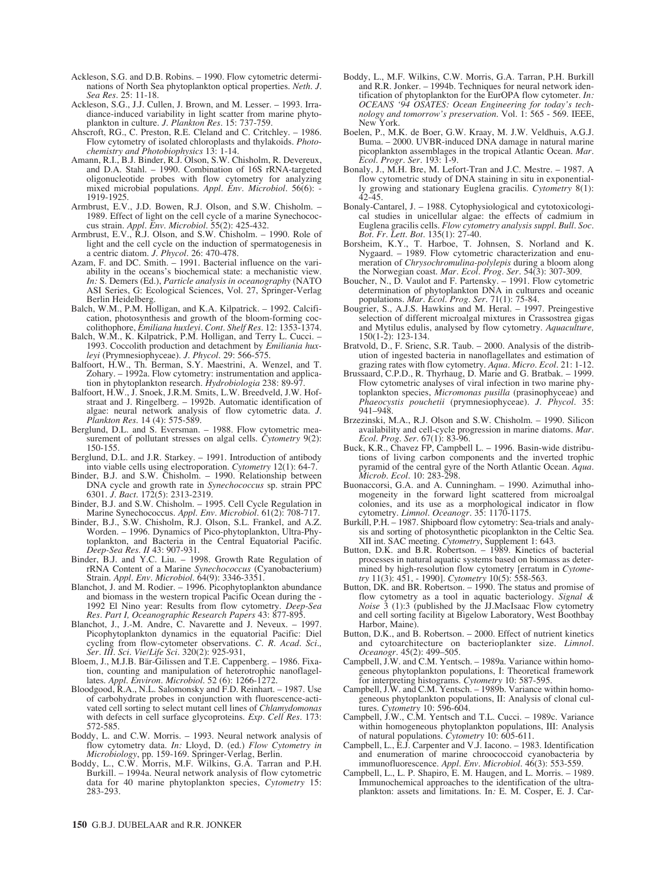Ackleson, S.G. and D.B. Robins. – 1990. Flow cytometric determinations of North Sea phytoplankton optical properties. *Neth. J. Sea Res.* 25: 11-18.

Ackleson, S.G., J.J. Cullen, J. Brown, and M. Lesser. – 1993. Irradiance-induced variability in light scatter from marine phytoplankton in culture. *J. Plankton Res.* 15: 737-759.

Ahscroft, RG., C. Preston, R.E. Cleland and C. Critchley. – 1986. Flow cytometry of isolated chloroplasts and thylakoids. *Photochemistry and Photobiophysics* 13: 1-14.

Amann, R.I., B.J. Binder, R.J. Olson, S.W. Chisholm, R. Devereux, and D.A. Stahl. – 1990. Combination of 16S rRNA-targeted oligonucleotide probes with flow cytometry for analyzing mixed microbial populations. *Appl. Env. Microbiol.* 56(6): - 1919-1925.

Armbrust, E.V., J.D. Bowen, R.J. Olson, and S.W. Chisholm. – 1989. Effect of light on the cell cycle of a marine Synechococcus strain. *Appl. Env. Microbiol.* 55(2): 425-432.

Armbrust, E.V., R.J. Olson, and S.W. Chisholm. – 1990. Role of light and the cell cycle on the induction of spermatogenesis in a centric diatom. *J. Phycol.* 26: 470-478.

Azam, F. and DC. Smith. – 1991. Bacterial influence on the variability in the oceans's biochemical state: a mechanistic view. *In:* S. Demers (Ed.), *Particle analysis in oceanography* (NATO ASI Series, G: Ecological Sciences, Vol. 27, Springer-Verlag Berlin Heidelberg.

Balch, W.M., P.M. Holligan, and K.A. Kilpatrick. – 1992. Calcification, photosynthesis and growth of the bloom-forming coccolithophore, *Emiliana huxleyi*. *Cont. Shelf Res.* 12: 1353-1374.

Balch, W.M., K. Kilpatrick, P.M. Holligan, and Terry L. Cucci. – 1993. Coccolith production and detachment by *Emiliania huxleyi* (Prymnesiophyceae). *J. Phycol.* 29: 566-575.

Balfoort, H.W., Th. Berman, S.Y. Maestrini, A. Wenzel, and T. Zohary. – 1992a. Flow cytometry: instrumentation and application in phytoplankton research. *Hydrobiologia* 238: 89-97.

Balfoort, H.W., J. Snoek, J.R.M. Smits, L.W. Breedveld, J.W. Hofstraat and J. Ringelberg. – 1992b. Automatic identification of algae: neural network analysis of flow cytometric data. *J. Plankton Res.* 14 (4): 575-589.

Berglund, D.L. and S. Eversman. – 1988. Flow cytometric measurement of pollutant stresses on algal cells. *Cytometry* 9(2): 150-155.

Berglund, D.L. and J.R. Starkey. – 1991. Introduction of antibody into viable cells using electroporation. *Cytometry* 12(1): 64-7.

Binder, B.J. and S.W. Chisholm. – 1990. Relationship between DNA cycle and growth rate in *Synechococcus* sp. strain PPC 6301. *J. Bact.* 172(5): 2313-2319.

Binder, B.J. and S.W. Chisholm. – 1995. Cell Cycle Regulation in Marine Synechococcus. *Appl. Env. Microbiol.* 61(2): 708-717.

Binder, B.J., S.W. Chisholm, R.J. Olson, S.L. Frankel, and A.Z. Worden. – 1996. Dynamics of Pico-phytoplankton, Ultra-Phytoplankton, and Bacteria in the Central Equatorial Pacific. *Deep-Sea Res. II* 43: 907-931.

Binder, B.J. and Y.C. Liu. – 1998. Growth Rate Regulation of rRNA Content of a Marine *Synechococcus* (Cyanobacterium) Strain. *Appl. Env. Microbiol.* 64(9): 3346-3351.

Blanchot, J. and M. Rodier. – 1996. Picophytoplankton abundance and biomass in the western tropical Pacific Ocean during the - 1992 El Nino year: Results from flow cytometry. *Deep-Sea Res. Part I, Oceanographic Research Papers* 43: 877-895.

Blanchot, J., J.-M. Andre, C. Navarette and J. Neveux. – 1997. Picophytoplankton dynamics in the equatorial Pacific: Diel cycling from flow-cytometer observations. *C. R. Acad. Sci., Ser. III. Sci. Vie/Life Sci.* 320(2): 925-931,

Bloem, J., M.J.B. Bär-Gilissen and T.E. Cappenberg. – 1986. Fixation, counting and manipulation of heterotrophic nanoflagellates. *Appl. Environ. Microbiol.* 52 (6): 1266-1272.

Bloodgood, R.A., N.L. Salomonsky and F.D. Reinhart. – 1987. Use of carbohydrate probes in conjunction with fluorescence-activated cell sorting to select mutant cell lines of *Chlamydomonas* with defects in cell surface glycoproteins. *Exp. Cell Res.* 173: 572-585.

Boddy, L. and C.W. Morris. – 1993. Neural network analysis of flow cytometry data. *In:* Lloyd, D. (ed.) *Flow Cytometry in Microbiology*, pp. 159-169. Springer-Verlag, Berlin.

Boddy, L., C.W. Morris, M.F. Wilkins, G.A. Tarran and P.H. Burkill. – 1994a. Neural network analysis of flow cytometric data for 40 marine phytoplankton species, *Cytometry* 15: 283-293.

Boddy, L., M.F. Wilkins, C.W. Morris, G.A. Tarran, P.H. Burkill and R.R. Jonker. – 1994b. Techniques for neural network identification of phytoplankton for the EurOPA flow cytometer. *In: OCEANS '94 OSATES: Ocean Engineering for today's technology and tomorrow's preservation*. Vol. 1: 565 - 569. IEEE, New York.

Boelen, P., M.K. de Boer, G.W. Kraay, M. J.W. Veldhuis, A.G.J. Buma. – 2000. UVBR-induced DNA damage in natural marine picoplankton assemblages in the tropical Atlantic Ocean. *Mar. Ecol. Progr. Ser.* 193: 1-9.

Bonaly, J., M.H. Bre, M. Lefort-Tran and J.C. Mestre. – 1987. A flow cytometric study of DNA staining in situ in exponentially growing and stationary Euglena gracilis. *Cytometry* 8(1): 42-45.

Bonaly-Cantarel, J. – 1988. Cytophysiological and cytotoxicological studies in unicellular algae: the effects of cadmium in Euglena gracilis cells. *Flow cytometry analysis suppl. Bull. Soc. Bot. Fr. Lett. Bot.* 135(1): 27-40.

Borsheim, K.Y., T. Harboe, T. Johnsen, S. Norland and K. Nygaard. – 1989. Flow cytometric characterization and enumeration of *Chrysochromulina-polylepis* during a bloom along the Norwegian coast. *Mar. Ecol. Prog. Ser.* 54(3): 307-309.

Boucher, N., D. Vaulot and F. Partensky. – 1991. Flow cytometric determination of phytoplankton DNA in cultures and oceanic populations. *Mar. Ecol. Prog. Ser.* 71(1): 75-84.

Bougrier, S., A.J.S. Hawkins and M. Heral. – 1997. Preingestive selection of different microalgal mixtures in Crassostrea gigas and Mytilus edulis, analysed by flow cytometry. *Aquaculture,* 150(1-2): 123-134.

Bratvold, D., F. Srienc, S.R. Taub. – 2000. Analysis of the distribution of ingested bacteria in nanoflagellates and estimation of grazing rates with flow cytometry. *Aqua. Micro. Ecol.* 21: 1-12.

Brussaard, C.P.D., R. Thyrhaug, D. Marie and G. Bratbak. – 1999. Flow cytometric analyses of viral infection in two marine phytoplankton species, *Micromonas pusilla* (prasinophyceae) and *Phaeocystis pouchetii* (prymnesiophyceae). *J. Phycol.* 35: 941–948.

Brzezinski, M.A., R.J. Olson and S.W. Chisholm. – 1990. Silicon availability and cell-cycle progression in marine diatoms. *Mar. Ecol. Prog. Ser.* 67(1): 83-96.

Buck, K.R., Chavez FP, Campbell L. – 1996. Basin-wide distributions of living carbon components and the inverted trophic pyramid of the central gyre of the North Atlantic Ocean. *Aqua. Microb. Ecol.* 10: 283-298.

Buonaccorsi, G.A. and A. Cunningham. – 1990. Azimuthal inhomogeneity in the forward light scattered from microalgal colonies, and its use as a morphological indicator in flow cytometry. *Limnol. Oceanogr.* 35: 1170-1175.

Burkill, P.H. – 1987. Shipboard flow cytometry: Sea-trials and analysis and sorting of photosynthetic picoplankton in the Celtic Sea. XII int. SAC meeting. *Cytometry*, Supplement 1: 643.

Button, D.K. and B.R. Robertson. – 1989. Kinetics of bacterial processes in natural aquatic systems based on biomass as determined by high-resolution flow cytometry [erratum in *Cytometry* 11(3): 451, - 1990]. *Cytometry* 10(5): 558-563.

Button, DK. and BR. Robertson. – 1990. The status and promise of flow cytometry as a tool in aquatic bacteriology. *Signal & Noise* 3 (1):3 (published by the JJ.MacIsaac Flow cytometry and cell sorting facility at Bigelow Laboratory, West Boothbay Harbor, Maine).

Button, D.K., and B. Robertson. – 2000. Effect of nutrient kinetics and cytoarchitecture on bacterioplankter size. *Limnol. Oceanogr.* 45(2): 499–505.

Campbell, J.W. and C.M. Yentsch. – 1989a. Variance within homogeneous phytoplankton populations, I: Theoretical framework for interpreting histograms. *Cytometry* 10: 587-595.

Campbell, J.W. and C.M. Yentsch. – 1989b. Variance within homogeneous phytoplankton populations, II: Analysis of clonal cultures. *Cytometry* 10: 596-604.

Campbell, J.W., C.M. Yentsch and T.L. Cucci. – 1989c. Variance within homogeneous phytoplankton populations, III: Analysis of natural populations. *Cytometry* 10: 605-611.

Campbell, L., E.J. Carpenter and V.J. Iacono. – 1983. Identification and enumeration of marine chroococcoid cyanobacteria by immunofluorescence. *Appl. Env. Microbiol.* 46(3): 553-559.

Campbell, L., L. P. Shapiro, E. M. Haugen, and L. Morris. – 1989. Immunochemical approaches to the identification of the ultraplankton: assets and limitations. In*:* E. M. Cosper, E. J. Car-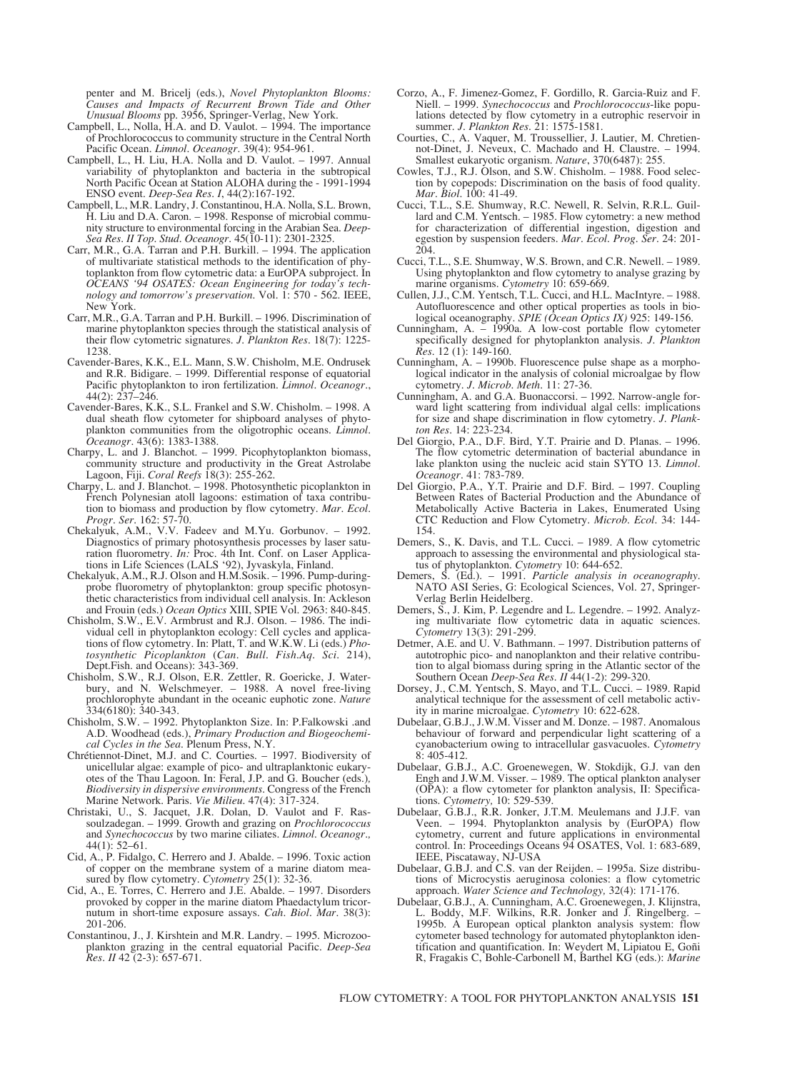penter and M. Bricelj (eds.), *Novel Phytoplankton Blooms: Causes and Impacts of Recurrent Brown Tide and Other Unusual Blooms* pp. 3956, Springer-Verlag, New York.

Campbell, L., Nolla, H.A. and D. Vaulot. – 1994. The importance of Prochlorococcus to community structure in the Central North Pacific Ocean. *Limnol. Oceanogr.* 39(4): 954-961.

Campbell, L., H. Liu, H.A. Nolla and D. Vaulot. – 1997. Annual variability of phytoplankton and bacteria in the subtropical North Pacific Ocean at Station ALOHA during the - 1991-1994 ENSO event. *Deep-Sea Res. I*, 44(2):167-192.

Campbell, L., M.R. Landry, J. Constantinou, H.A. Nolla, S.L. Brown, H. Liu and D.A. Caron. – 1998. Response of microbial community structure to environmental forcing in the Arabian Sea. *Deep-Sea Res. II Top. Stud. Oceanogr.* 45(10-11): 2301-2325.

Carr, M.R., G.A. Tarran and P.H. Burkill. – 1994. The application of multivariate statistical methods to the identification of phytoplankton from flow cytometric data: a EurOPA subproject. In *OCEANS '94 OSATES: Ocean Engineering for today's technology and tomorrow's preservation.* Vol. 1: 570 - 562. IEEE, New York.

Carr, M.R., G.A. Tarran and P.H. Burkill. – 1996. Discrimination of marine phytoplankton species through the statistical analysis of their flow cytometric signatures. *J. Plankton Res.* 18(7): 1225-1238.

Cavender-Bares, K.K., E.L. Mann, S.W. Chisholm, M.E. Ondrusek and R.R. Bidigare. – 1999. Differential response of equatorial Pacific phytoplankton to iron fertilization. *Limnol. Oceanogr.*, 44(2): 237–246.

Cavender-Bares, K.K., S.L. Frankel and S.W. Chisholm. – 1998. A dual sheath flow cytometer for shipboard analyses of phytoplankton communities from the oligotrophic oceans. *Limnol. Oceanogr.* 43(6): 1383-1388.

Charpy, L. and J. Blanchot. – 1999. Picophytoplankton biomass, community structure and productivity in the Great Astrolabe Lagoon, Fiji. *Coral Reefs* 18(3): 255-262.

Charpy, L. and J. Blanchot. – 1998. Photosynthetic picoplankton in French Polynesian atoll lagoons: estimation of taxa contribution to biomass and production by flow cytometry. *Mar. Ecol. Progr. Ser.* 162: 57-70.

Chekalyuk, A.M., V.V. Fadeev and M.Yu. Gorbunov. – 1992. Diagnostics of primary photosynthesis processes by laser saturation fluorometry. *In:* Proc. 4th Int. Conf. on Laser Applications in Life Sciences (LALS '92), Jyvaskyla, Finland.

Chekalyuk, A.M., R.J. Olson and H.M.Sosik. – 1996. Pump-during-probe fluorometry of phytoplankton: group specific photosynthetic characteristics from individual cell analysis. In: Ackleson and Frouin (eds.) *Ocean Optics* XIII, SPIE Vol. 2963: 840-845.

Chisholm, S.W., E.V. Armbrust and R.J. Olson. – 1986. The individual cell in phytoplankton ecology: Cell cycles and applications of flow cytometry. In: Platt, T. and W.K.W. Li (eds.) *Photosynthetic Picoplankton* (*Can. Bull. Fish.Aq. Sci.* 214), Dept.Fish. and Oceans): 343-369.

Chisholm, S.W., R.J. Olson, E.R. Zettler, R. Goericke, J. Waterbury, and N. Welschmeyer. – 1988. A novel free-living prochlorophyte abundant in the oceanic euphotic zone. *Nature* 334(6180): 340-343.

Chisholm, S.W. – 1992. Phytoplankton Size. In: P.Falkowski .and A.D. Woodhead (eds.), *Primary Production and Biogeochemical Cycles in the Sea.* Plenum Press, N.Y.

Chrétiennot-Dinet, M.J. and C. Courties. – 1997. Biodiversity of unicellular algae: example of pico- and ultraplanktonic eukaryotes of the Thau Lagoon. In: Feral, J.P. and G. Boucher (eds.), *Biodiversity in dispersive environments.* Congress of the French Marine Network. Paris. *Vie Milieu.* 47(4): 317-324.

Christaki, U., S. Jacquet, J.R. Dolan, D. Vaulot and F. Rassoulzadegan. – 1999. Growth and grazing on *Prochlorococcus* and *Synechococcus* by two marine ciliates. *Limnol. Oceanogr.*, 44(1): 52–61.

Cid, A., P. Fidalgo, C. Herrero and J. Abalde. – 1996. Toxic action of copper on the membrane system of a marine diatom measured by flow cytometry. *Cytometry* 25(1): 32-36.

Cid, A., E. Torres, C. Herrero and J.E. Abalde. – 1997. Disorders provoked by copper in the marine diatom Phaedactylum tricornutum in short-time exposure assays. *Cah. Biol. Mar.* 38(3): 201-206.

Constantinou, J., J. Kirshtein and M.R. Landry. – 1995. Microzooplankton grazing in the central equatorial Pacific. *Deep-Sea Res. II* 42 (2-3): 657-671.

Corzo, A., F. Jimenez-Gomez, F. Gordillo, R. Garcia-Ruiz and F. Niell. – 1999. *Synechococcus* and *Prochlorococcus*-like populations detected by flow cytometry in a eutrophic reservoir in summer. *J. Plankton Res.* 21: 1575-1581.

Courties, C., A. Vaquer, M. Troussellier, J. Lautier, M. Chretiennot-Dinet, J. Neveux, C. Machado and H. Claustre. – 1994. Smallest eukaryotic organism. *Nature*, 370(6487): 255.

Cowles, T.J., R.J. Olson, and S.W. Chisholm. – 1988. Food selection by copepods: Discrimination on the basis of food quality. *Mar. Biol.* 100: 41-49.

Cucci, T.L., S.E. Shumway, R.C. Newell, R. Selvin, R.R.L. Guillard and C.M. Yentsch. – 1985. Flow cytometry: a new method for characterization of differential ingestion, digestion and egestion by suspension feeders. *Mar. Ecol. Prog. Ser.* 24: 201-204.

Cucci, T.L., S.E. Shumway, W.S. Brown, and C.R. Newell. – 1989. Using phytoplankton and flow cytometry to analyse grazing by marine organisms. *Cytometry* 10: 659-669.

Cullen, J.J., C.M. Yentsch, T.L. Cucci, and H.L. MacIntyre. – 1988. Autofluorescence and other optical properties as tools in biological oceanography. *SPIE (Ocean Optics IX)* 925: 149-156.

Cunningham, A. – 1990a. A low-cost portable flow cytometer specifically designed for phytoplankton analysis. *J. Plankton Res.* 12 (1): 149-160.

Cunningham, A. – 1990b. Fluorescence pulse shape as a morphological indicator in the analysis of colonial microalgae by flow cytometry. *J. Microb. Meth.* 11: 27-36.

Cunningham, A. and G.A. Buonaccorsi. – 1992. Narrow-angle forward light scattering from individual algal cells: implications for size and shape discrimination in flow cytometry. *J. Plankton Res.* 14: 223-234.

Del Giorgio, P.A., D.F. Bird, Y.T. Prairie and D. Planas. – 1996. The flow cytometric determination of bacterial abundance in lake plankton using the nucleic acid stain SYTO 13. *Limnol. Oceanogr.* 41: 783-789.

Del Giorgio, P.A., Y.T. Prairie and D.F. Bird. – 1997. Coupling Between Rates of Bacterial Production and the Abundance of Metabolically Active Bacteria in Lakes, Enumerated Using CTC Reduction and Flow Cytometry. *Microb. Ecol.* 34: 144-154.

Demers, S., K. Davis, and T.L. Cucci. – 1989. A flow cytometric approach to assessing the environmental and physiological status of phytoplankton. *Cytometry* 10: 644-652.

Demers, S. (Ed.). – 1991. *Particle analysis in oceanography.* NATO ASI Series, G: Ecological Sciences, Vol. 27, Springer-Verlag Berlin Heidelberg.

Demers, S., J. Kim, P. Legendre and L. Legendre. – 1992. Analyzing multivariate flow cytometric data in aquatic sciences. *Cytometry* 13(3): 291-299.

Detmer, A.E. and U. V. Bathmann. – 1997. Distribution patterns of autotrophic pico- and nanoplankton and their relative contribution to algal biomass during spring in the Atlantic sector of the Southern Ocean *Deep-Sea Res. II* 44(1-2): 299-320.

Dorsey, J., C.M. Yentsch, S. Mayo, and T.L. Cucci. – 1989. Rapid analytical technique for the assessment of cell metabolic activity in marine microalgae. *Cytometry* 10: 622-628.

Dubelaar, G.B.J., J.W.M. Visser and M. Donze. – 1987. Anomalous behaviour of forward and perpendicular light scattering of a cyanobacterium owing to intracellular gasvacuoles. *Cytometry* 8: 405-412.

Dubelaar, G.B.J., A.C. Groenewegen, W. Stokdijk, G.J. van den Engh and J.W.M. Visser. – 1989. The optical plankton analyser (OPA): a flow cytometer for plankton analysis, II: Specifications. *Cytometry,* 10: 529-539.

Dubelaar, G.B.J., R.R. Jonker, J.T.M. Meulemans and J.J.F. van Veen. – 1994. Phytoplankton analysis by (EurOPA) flow cytometry, current and future applications in environmental control. In: Proceedings Oceans 94 OSATES, Vol. 1: 683-689, IEEE, Piscataway, NJ-USA

Dubelaar, G.B.J. and C.S. van der Reijden. – 1995a. Size distributions of Microcystis aeruginosa colonies: a flow cytometric approach. *Water Science and Technology,* 32(4): 171-176.

Dubelaar, G.B.J., A. Cunningham, A.C. Groenewegen, J. Klijnstra, L. Boddy, M.F. Wilkins, R.R. Jonker and J. Ringelberg. – 1995b. A European optical plankton analysis system: flow cytometer based technology for automated phytoplankton identification and quantification. In: Weydert M, Lipiatou E, Goñi R, Fragakis C, Bohle-Carbonell M, Barthel KG (eds.): *Marine*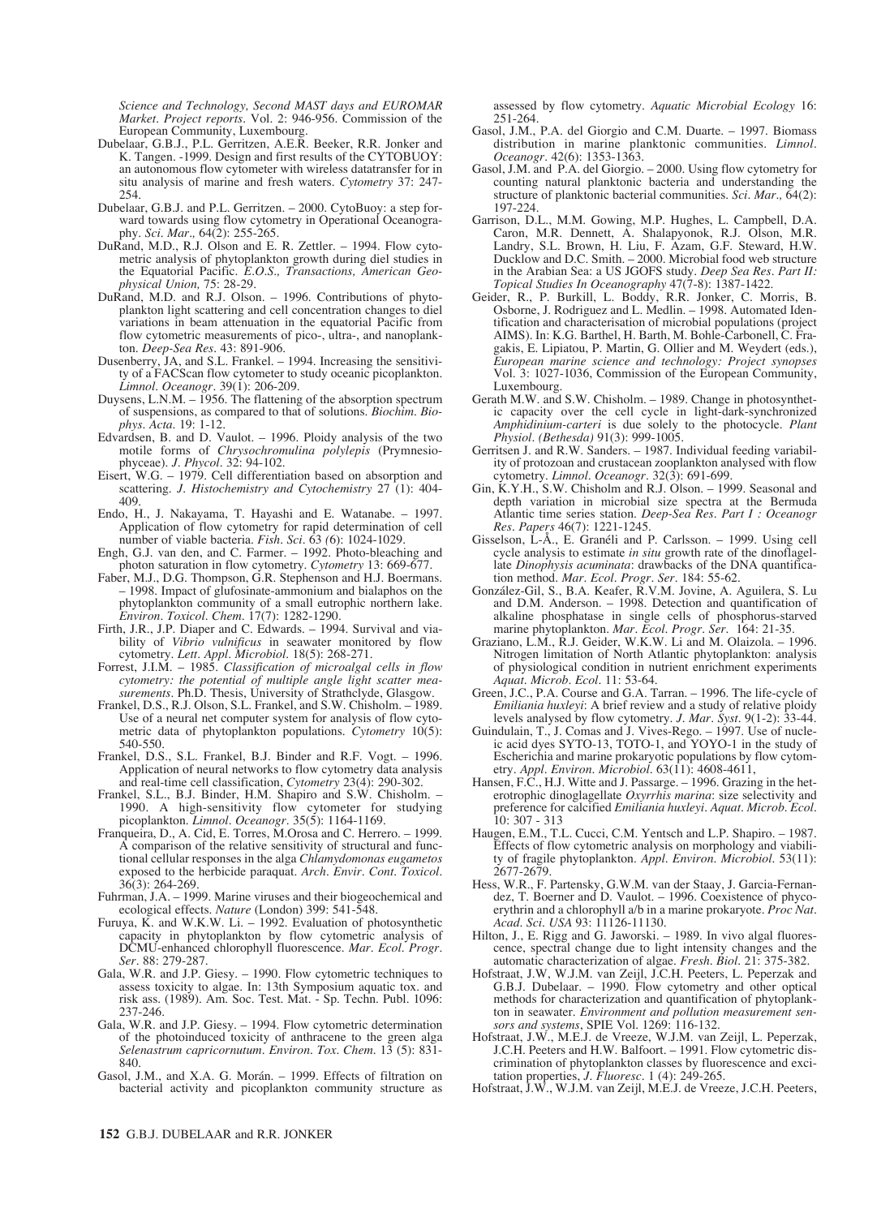*Science and Technology, Second MAST days and EUROMAR Market. Project reports*. Vol. 2: 946-956. Commission of the European Community, Luxembourg.

Dubelaar, G.B.J., P.L. Gerritzen, A.E.R. Beeker, R.R. Jonker and K. Tangen. -1999. Design and first results of the CYTOBUOY: an autonomous flow cytometer with wireless datatransfer for in situ analysis of marine and fresh waters. *Cytometry* 37: 247-254.

Dubelaar, G.B.J. and P.L. Gerritzen. – 2000. CytoBuoy: a step forward towards using flow cytometry in Operational Oceanography. *Sci. Mar.,* 64(2): 255-265.

DuRand, M.D., R.J. Olson and E. R. Zettler. – 1994. Flow cytometric analysis of phytoplankton growth during diel studies in the Equatorial Pacific. *E.O.S., Transactions, American Geophysical Union,* 75: 28-29.

DuRand, M.D. and R.J. Olson. – 1996. Contributions of phytoplankton light scattering and cell concentration changes to diel variations in beam attenuation in the equatorial Pacific from flow cytometric measurements of pico-, ultra-, and nanoplankton. *Deep-Sea Res*. 43: 891-906.

Dusenberry, JA, and S.L. Frankel. – 1994. Increasing the sensitivity of a FACScan flow cytometer to study oceanic picoplankton. *Limnol. Oceanogr*. 39(1): 206-209.

Duysens, L.N.M. – 1956. The flattening of the absorption spectrum of suspensions, as compared to that of solutions. *Biochim. Biophys. Acta*. 19: 1-12.

Edvardsen, B. and D. Vaulot. – 1996. Ploidy analysis of the two motile forms of *Chrysochromulina polylepis* (Prymnesiophyceae). *J. Phycol*. 32: 94-102.

Eisert, W.G. – 1979. Cell differentiation based on absorption and scattering. *J. Histochemistry and Cytochemistry* 27 (1): 404-409.

Endo, H., J. Nakayama, T. Hayashi and E. Watanabe. – 1997. Application of flow cytometry for rapid determination of cell number of viable bacteria. *Fish. Sci*. 63 (6): 1024-1029.

Engh, G.J. van den, and C. Farmer. – 1992. Photo-bleaching and photon saturation in flow cytometry. *Cytometry* 13: 669-677.

Faber, M.J., D.G. Thompson, G.R. Stephenson and H.J. Boermans. – 1998. Impact of glufosinate-ammonium and bialaphos on the phytoplankton community of a small eutrophic northern lake. *Environ. Toxicol. Chem*. 17(7): 1282-1290.

Firth, J.R., J.P. Diaper and C. Edwards. – 1994. Survival and viability of *Vibrio vulnificus* in seawater monitored by flow cytometry. *Lett. Appl. Microbiol*. 18(5): 268-271.

Forrest, J.I.M. – 1985. *Classification of microalgal cells in flow cytometry: the potential of multiple angle light scatter measurements*. Ph.D. Thesis, University of Strathclyde, Glasgow.

Frankel, D.S., R.J. Olson, S.L. Frankel, and S.W. Chisholm. – 1989. Use of a neural net computer system for analysis of flow cytometric data of phytoplankton populations. *Cytometry* 10(5): 540-550.

Frankel, D.S., S.L. Frankel, B.J. Binder and R.F. Vogt. – 1996. Application of neural networks to flow cytometry data analysis and real-time cell classification, *Cytometry* 23(4): 290-302.

Frankel, S.L., B.J. Binder, H.M. Shapiro and S.W. Chisholm. – 1990. A high-sensitivity flow cytometer for studying picoplankton. *Limnol. Oceanogr*. 35(5): 1164-1169.

Franqueira, D., A. Cid, E. Torres, M.Orosa and C. Herrero. – 1999. A comparison of the relative sensitivity of structural and functional cellular responses in the alga *Chlamydomonas eugametos* exposed to the herbicide paraquat. *Arch. Envir. Cont. Toxicol*. 36(3): 264-269.

Fuhrman, J.A. – 1999. Marine viruses and their biogeochemical and ecological effects. *Nature* (London) 399: 541-548.

Furuya, K. and W.K.W. Li. – 1992. Evaluation of photosynthetic capacity in phytoplankton by flow cytometric analysis of DCMU-enhanced chlorophyll fluorescence. *Mar. Ecol. Progr. Ser*. 88: 279-287.

Gala, W.R. and J.P. Giesy. – 1990. Flow cytometric techniques to assess toxicity to algae. In: 13th Symposium aquatic tox. and risk ass. (1989). Am. Soc. Test. Mat. - Sp. Techn. Publ. 1096: 237-246.

Gala, W.R. and J.P. Giesy. – 1994. Flow cytometric determination of the photoinduced toxicity of anthracene to the green alga *Selenastrum capricornutum*. *Environ. Tox. Chem*. 13 (5): 831-840.

Gasol, J.M., and X.A. G. Morán. – 1999. Effects of filtration on bacterial activity and picoplankton community structure as assessed by flow cytometry. *Aquatic Microbial Ecology* 16: 251-264.

Gasol, J.M., P.A. del Giorgio and C.M. Duarte. – 1997. Biomass distribution in marine planktonic communities. *Limnol. Oceanogr*. 42(6): 1353-1363.

Gasol, J.M. and P.A. del Giorgio. – 2000. Using flow cytometry for counting natural planktonic bacteria and understanding the structure of planktonic bacterial communities. *Sci. Mar.,* 64(2): 197-224.

Garrison, D.L., M.M. Gowing, M.P. Hughes, L. Campbell, D.A. Caron, M.R. Dennett, A. Shalapyonok, R.J. Olson, M.R. Landry, S.L. Brown, H. Liu, F. Azam, G.F. Steward, H.W. Ducklow and D.C. Smith. – 2000. Microbial food web structure in the Arabian Sea: a US JGOFS study. *Deep Sea Res. Part II: Topical Studies In Oceanography* 47(7-8): 1387-1422.

Geider, R., P. Burkill, L. Boddy, R.R. Jonker, C. Morris, B. Osborne, J. Rodriguez and L. Medlin. – 1998. Automated Identification and characterisation of microbial populations (project AIMS). In: K.G. Barthel, H Barth, M. Bohle-Carbonell, C. Fragakis, E. Lipiatou, P. Martin, G. Ollier and M. Weydert (eds.), *European marine science and technology: Project synopses* Vol. 3: 1027-1036, Commission of the European Community, Luxembourg.

Gerath M.W. and S.W. Chisholm. – 1989. Change in photosynthetic capacity over the cell cycle in light-dark-synchronized *Amphidinium-carteri* is due solely to the photocycle. *Plant Physiol. (Bethesda)* 91(3): 999-1005.

Gerritsen J. and R.W. Sanders. – 1987. Individual feeding variability of protozoan and crustacean zooplankton analysed with flow cytometry. *Limnol. Oceanogr*. 32(3): 691-699.

Gin, K.Y.H., S.W. Chisholm and R.J. Olson. – 1999. Seasonal and depth variation in microbial size spectra at the Bermuda Atlantic time series station. *Deep-Sea Res. Part I : Oceanogr Res. Papers* 46(7): 1221-1245.

Gisselson, L-Å., E. Granéli and P. Carlsson. – 1999. Using cell cycle analysis to estimate *in situ* growth rate of the dinoflagellate *Dinophysis acuminata*: drawbacks of the DNA quantification method. *Mar. Ecol. Progr. Ser*. 184: 55-62.

González-Gil, S., B.A. Keafer, R.V.M. Jovine, A. Aguilera, S. Lu and D.M. Anderson. – 1998. Detection and quantification of alkaline phosphatase in single cells of phosphorus-starved marine phytoplankton. *Mar. Ecol. Progr. Ser*. 164: 21-35.

Graziano, L.M., R.J. Geider, W.K.W. Li and M. Olaizola. – 1996. Nitrogen limitation of North Atlantic phytoplankton: analysis of physiological condition in nutrient enrichment experiments *Aquat. Microb. Ecol*. 11: 53-64.

Green, J.C., P.A. Course and G.A. Tarran. – 1996. The life-cycle of *Emiliania huxleyi*: A brief review and a study of relative ploidy levels analysed by flow cytometry. *J. Mar. Syst*. 9(1-2): 33-44.

Guindulain, T., J. Comas and J. Vives-Rego. – 1997. Use of nucleic acid dyes SYTO-13, TOTO-1, and YOYO-1 in the study of Escherichia and marine prokaryotic populations by flow cytometry. *Appl. Environ. Microbiol*. 63(11): 4608-4611,

Hansen, F.C., H.J. Witte and J. Passarge. – 1996. Grazing in the heterotrophic dinoglagellate *Oxyrrhis marina*: size selectivity and preference for calcified *Emiliania huxleyi*. *Aquat. Microb. Ecol*. 10: 307 - 313

Haugen, E.M., T.L. Cucci, C.M. Yentsch and L.P. Shapiro. – 1987. Effects of flow cytometric analysis on morphology and viability of fragile phytoplankton. *Appl. Environ. Microbiol*. 53(11): 2677-2679.

Hess, W.R., F. Partensky, G.W.M. van der Staay, J. Garcia-Fernandez, T. Boerner and D. Vaulot. – 1996. Coexistence of phycoerythrin and a chlorophyll a/b in a marine prokaryote. *Proc Nat. Acad. Sci. USA* 93: 11126-11130.

Hilton, J., E. Rigg and G. Jaworski. – 1989. In vivo algal fluorescence, spectral change due to light intensity changes and the automatic characterization of algae. *Fresh. Biol*. 21: 375-382.

Hofstraat, J.W, W.J.M. van Zeijl, J.C.H. Peeters, L. Peperzak and G.B.J. Dubelaar. – 1990. Flow cytometry and other optical methods for characterization and quantification of phytoplankton in seawater. *Environment and pollution measurement sensors and systems*, SPIE Vol. 1269: 116-132.

Hofstraat, J.W., M.E.J. de Vreeze, W.J.M. van Zeijl, L. Peperzak, J.C.H. Peeters and H.W. Balfoort. – 1991. Flow cytometric discrimination of phytoplankton classes by fluorescence and excitation properties, *J. Fluoresc*. 1 (4): 249-265.

Hofstraat, J.W., W.J.M. van Zeijl, M.E.J. de Vreeze, J.C.H. Peeters,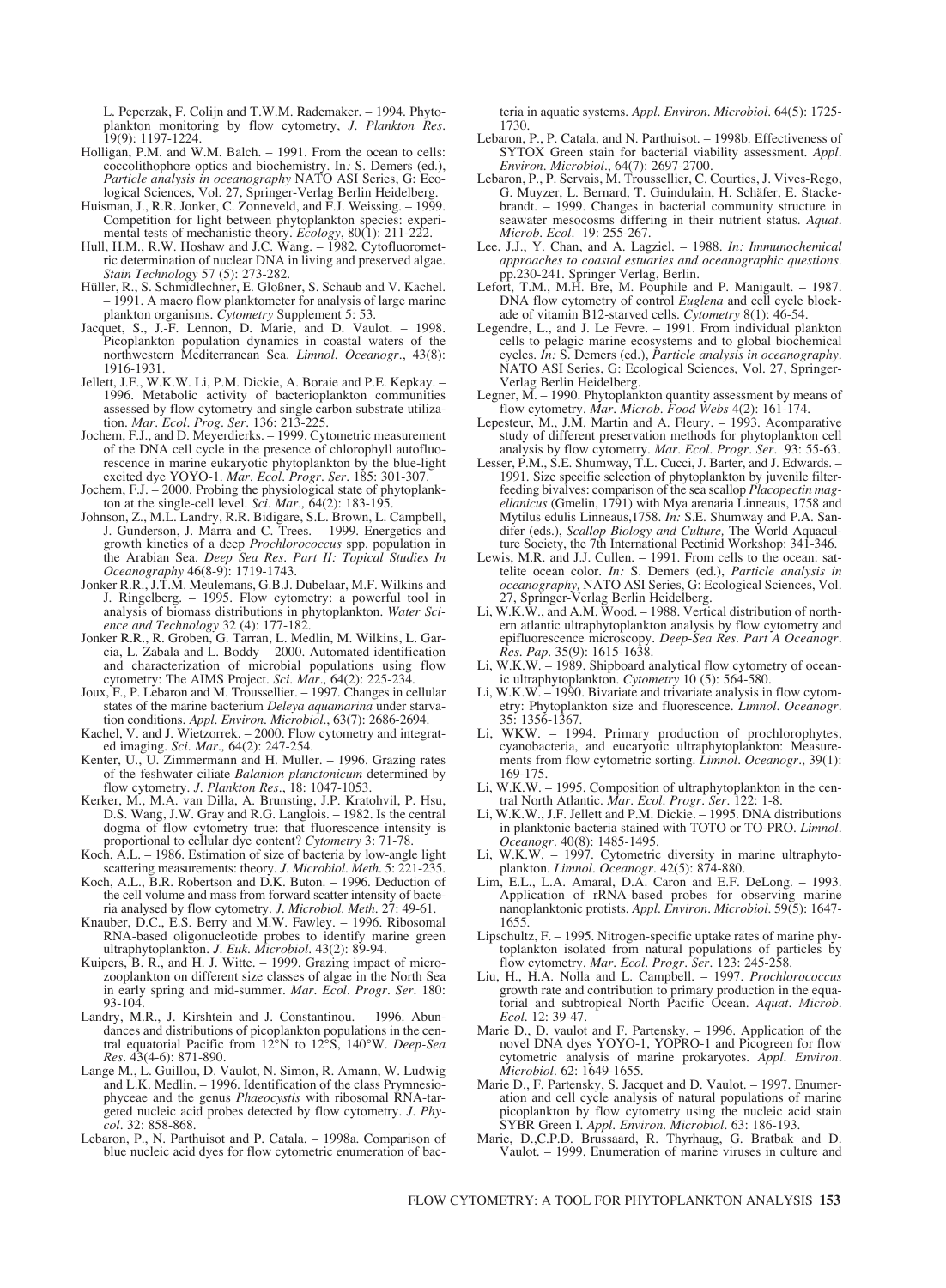L. Peperzak, F. Colijn and T.W.M. Rademaker. – 1994. Phytoplankton monitoring by flow cytometry, *J. Plankton Res.* 19(9): 1197-1224.

Holligan, P.M. and W.M. Balch. – 1991. From the ocean to cells: coccolithophore optics and biochemistry. In*:* S. Demers (ed.), *Particle analysis in oceanography* NATO ASI Series, G: Ecological Sciences, Vol. 27, Springer-Verlag Berlin Heidelberg.

Huisman, J., R.R. Jonker, C. Zonneveld, and F.J. Weissing. – 1999. Competition for light between phytoplankton species: experimental tests of mechanistic theory. *Ecology*, 80(1): 211-222.

Hull, H.M., R.W. Hoshaw and J.C. Wang. – 1982. Cytofluorometric determination of nuclear DNA in living and preserved algae. *Stain Technology* 57 (5): 273-282.

Hüller, R., S. Schmidlechner, E. Gloßner, S. Schaub and V. Kachel. – 1991. A macro flow planktometer for analysis of large marine plankton organisms. *Cytometry* Supplement 5: 53.

Jacquet, S., J.-F. Lennon, D. Marie, and D. Vaulot. – 1998. Picoplankton population dynamics in coastal waters of the northwestern Mediterranean Sea. *Limnol. Oceanogr*., 43(8): 1916-1931.

Jellett, J.F., W.K.W. Li, P.M. Dickie, A. Boraie and P.E. Kepkay. – 1996. Metabolic activity of bacterioplankton communities assessed by flow cytometry and single carbon substrate utilization. *Mar. Ecol. Prog. Ser*. 136: 213-225.

Jochem, F.J., and D. Meyerdierks. – 1999. Cytometric measurement of the DNA cell cycle in the presence of chlorophyll autofluorescence in marine eukaryotic phytoplankton by the blue-light excited dye YOYO-1. *Mar. Ecol. Progr. Ser*. 185: 301-307.

Jochem, F.J. – 2000. Probing the physiological state of phytoplankton at the single-cell level. *Sci. Mar.,* 64(2): 183-195.

Johnson, Z., M.L. Landry, R.R. Bidigare, S.L. Brown, L. Campbell, J. Gunderson, J. Marra and C. Trees. – 1999. Energetics and growth kinetics of a deep *Prochlorococcus* spp. population in the Arabian Sea. *Deep Sea Res. Part II: Topical Studies In Oceanography* 46(8-9): 1719-1743.

Jonker R.R., J.T.M. Meulemans, G.B.J. Dubelaar, M.F. Wilkins and J. Ringelberg. – 1995. Flow cytometry: a powerful tool in analysis of biomass distributions in phytoplankton. *Water Science and Technology* 32 (4): 177-182.

Jonker R.R., R. Groben, G. Tarran, L. Medlin, M. Wilkins, L. Garcia, L. Zabala and L. Boddy – 2000. Automated identification and characterization of microbial populations using flow cytometry: The AIMS Project. *Sci. Mar.,* 64(2): 225-234.

Joux, F., P. Lebaron and M. Troussellier. – 1997. Changes in cellular states of the marine bacterium *Deleya aquamarina* under starvation conditions. *Appl. Environ. Microbiol*., 63(7): 2686-2694.

Kachel, V. and J. Wietzorrek. – 2000. Flow cytometry and integrated imaging. *Sci. Mar.,* 64(2): 247-254.

Kenter, U., U. Zimmermann and H. Muller. – 1996. Grazing rates of the feshwater ciliate *Balanion planctonicum* determined by flow cytometry. *J. Plankton Res*., 18: 1047-1053.

Kerker, M., M.A. van Dilla, A. Brunsting, J.P. Kratohvil, P. Hsu, D.S. Wang, J.W. Gray and R.G. Langlois. – 1982. Is the central dogma of flow cytometry true: that fluorescence intensity is proportional to cellular dye content? *Cytometry* 3: 71-78.

Koch, A.L. – 1986. Estimation of size of bacteria by low-angle light scattering measurements: theory. *J. Microbiol. Meth*. 5: 221-235.

Koch, A.L., B.R. Robertson and D.K. Buton. – 1996. Deduction of the cell volume and mass from forward scatter intensity of bacteria analysed by flow cytometry. *J. Microbiol. Meth*. 27: 49-61.

Knauber, D.C., E.S. Berry and M.W. Fawley. – 1996. Ribosomal RNA-based oligonucleotide probes to identify marine green ultraphytoplankton. *J. Euk. Microbiol*. 43(2): 89-94.

Kuipers, B. R., and H. J. Witte. – 1999. Grazing impact of microzooplankton on different size classes of algae in the North Sea in early spring and mid-summer. *Mar. Ecol. Progr. Ser*. 180: 93-104.

Landry, M.R., J. Kirshtein and J. Constantinou. – 1996. Abundances and distributions of picoplankton populations in the central equatorial Pacific from 12°N to 12°S, 140°W. *Deep-Sea Res*. 43(4-6): 871-890.

Lange M., L. Guillou, D. Vaulot, N. Simon, R. Amann, W. Ludwig and L.K. Medlin. – 1996. Identification of the class Prymnesiophyceae and the genus *Phaeocystis* with ribosomal RNA-targeted nucleic acid probes detected by flow cytometry. *J. Phycol*. 32: 858-868.

Lebaron, P., N. Parthuisot and P. Catala. – 1998a. Comparison of blue nucleic acid dyes for flow cytometric enumeration of bacteria in aquatic systems. *Appl. Environ. Microbiol*. 64(5): 1725-1730.

Lebaron, P., P. Catala, and N. Parthuisot. – 1998b. Effectiveness of SYTOX Green stain for bacterial viability assessment. *Appl. Environ. Microbiol*., 64(7): 2697-2700.

Lebaron, P., P. Servais, M. Troussellier, C. Courties, J. Vives-Rego, G. Muyzer, L. Bernard, T. Guindulain, H. Schäfer, E. Stackebrandt. – 1999. Changes in bacterial community structure in seawater mesocosms differing in their nutrient status. *Aquat. Microb. Ecol*. 19: 255-267.

Lee, J.J., Y. Chan, and A. Lagziel. – 1988. *In: Immunochemical approaches to coastal estuaries and oceanographic questions*. pp.230-241. Springer Verlag, Berlin.

Lefort, T.M., M.H. Bre, M. Pouphile and P. Manigault. – 1987. DNA flow cytometry of control *Euglena* and cell cycle blockade of vitamin B12-starved cells. *Cytometry* 8(1): 46-54.

Legendre, L., and J. Le Fevre. – 1991. From individual plankton cells to pelagic marine ecosystems and to global biochemical cycles. *In:* S. Demers (ed.), *Particle analysis in oceanography*. NATO ASI Series, G: Ecological Sciences*,* Vol. 27, Springer-Verlag Berlin Heidelberg.

Legner, M. – 1990. Phytoplankton quantity assessment by means of flow cytometry. *Mar. Microb. Food Webs* 4(2): 161-174.

Lepesteur, M., J.M. Martin and A. Fleury. – 1993. Acomparative study of different preservation methods for phytoplankton cell analysis by flow cytometry. *Mar. Ecol. Progr. Ser*. 93: 55-63.

Lesser, P.M., S.E. Shumway, T.L. Cucci, J. Barter, and J. Edwards. – 1991. Size specific selection of phytoplankton by juvenile filter-feeding bivalves: comparison of the sea scallop *Placopectin magellanicus* (Gmelin, 1791) with Mya arenaria Linneaus, 1758 and Mytilus edulis Linneaus,1758. *In:* S.E. Shumway and P.A. Sandifer (eds.), *Scallop Biology and Culture,* The World Aquaculture Society, the 7th International Pectinid Workshop: 341-346.

Lewis, M.R. and J.J. Cullen. – 1991. From cells to the ocean: sattelite ocean color. *In:* S. Demers (ed.), *Particle analysis in oceanography,* NATO ASI Series, G: Ecological Sciences, Vol. 27, Springer-Verlag Berlin Heidelberg.

Li, W.K.W., and A.M. Wood. – 1988. Vertical distribution of northern atlantic ultraphytoplankton analysis by flow cytometry and epifluorescence microscopy. *Deep-Sea Res. Part A Oceanogr. Res. Pap.* 35(9): 1615-1638.

Li, W.K.W. – 1989. Shipboard analytical flow cytometry of oceanic ultraphytoplankton. *Cytometry* 10 (5): 564-580.

Li, W.K.W. – 1990. Bivariate and trivariate analysis in flow cytometry: Phytoplankton size and fluorescence. *Limnol. Oceanogr*. 35: 1356-1367.

Li, WKW. – 1994. Primary production of prochlorophytes, cyanobacteria, and eucaryotic ultraphytoplankton: Measurements from flow cytometric sorting. *Limnol. Oceanogr*., 39(1): 169-175.

Li, W.K.W. – 1995. Composition of ultraphytoplankton in the central North Atlantic. *Mar. Ecol. Progr. Ser*. 122: 1-8.

Li, W.K.W., J.F. Jellett and P.M. Dickie. – 1995. DNA distributions in planktonic bacteria stained with TOTO or TO-PRO. *Limnol. Oceanogr*. 40(8): 1485-1495.

Li, W.K.W. – 1997. Cytometric diversity in marine ultraphytoplankton. *Limnol. Oceanogr*. 42(5): 874-880.

Lim, E.L., L.A. Amaral, D.A. Caron and E.F. DeLong. – 1993. Application of rRNA-based probes for observing marine nanoplanktonic protists. *Appl. Environ. Microbiol*. 59(5): 1647-1655.

Lipschultz, F. – 1995. Nitrogen-specific uptake rates of marine phytoplankton isolated from natural populations of particles by flow cytometry. *Mar. Ecol. Progr. Ser*. 123: 245-258.

Liu, H., H.A. Nolla and L. Campbell. – 1997. *Prochlorococcus* growth rate and contribution to primary production in the equatorial and subtropical North Pacific Ocean. *Aquat. Microb. Ecol*. 12: 39-47.

Marie D., D. vaulot and F. Partensky. – 1996. Application of the novel DNA dyes YOYO-1, YOPRO-1 and Picogreen for flow cytometric analysis of marine prokaryotes. *Appl. Environ. Microbiol*. 62: 1649-1655.

Marie D., F. Partensky, S. Jacquet and D. Vaulot. – 1997. Enumeration and cell cycle analysis of natural populations of marine picoplankton by flow cytometry using the nucleic acid stain SYBR Green I. *Appl. Environ. Microbiol*. 63: 186-193.

Marie, D.,C.P.D. Brussaard, R. Thyrhaug, G. Bratbak and D. Vaulot. – 1999. Enumeration of marine viruses in culture and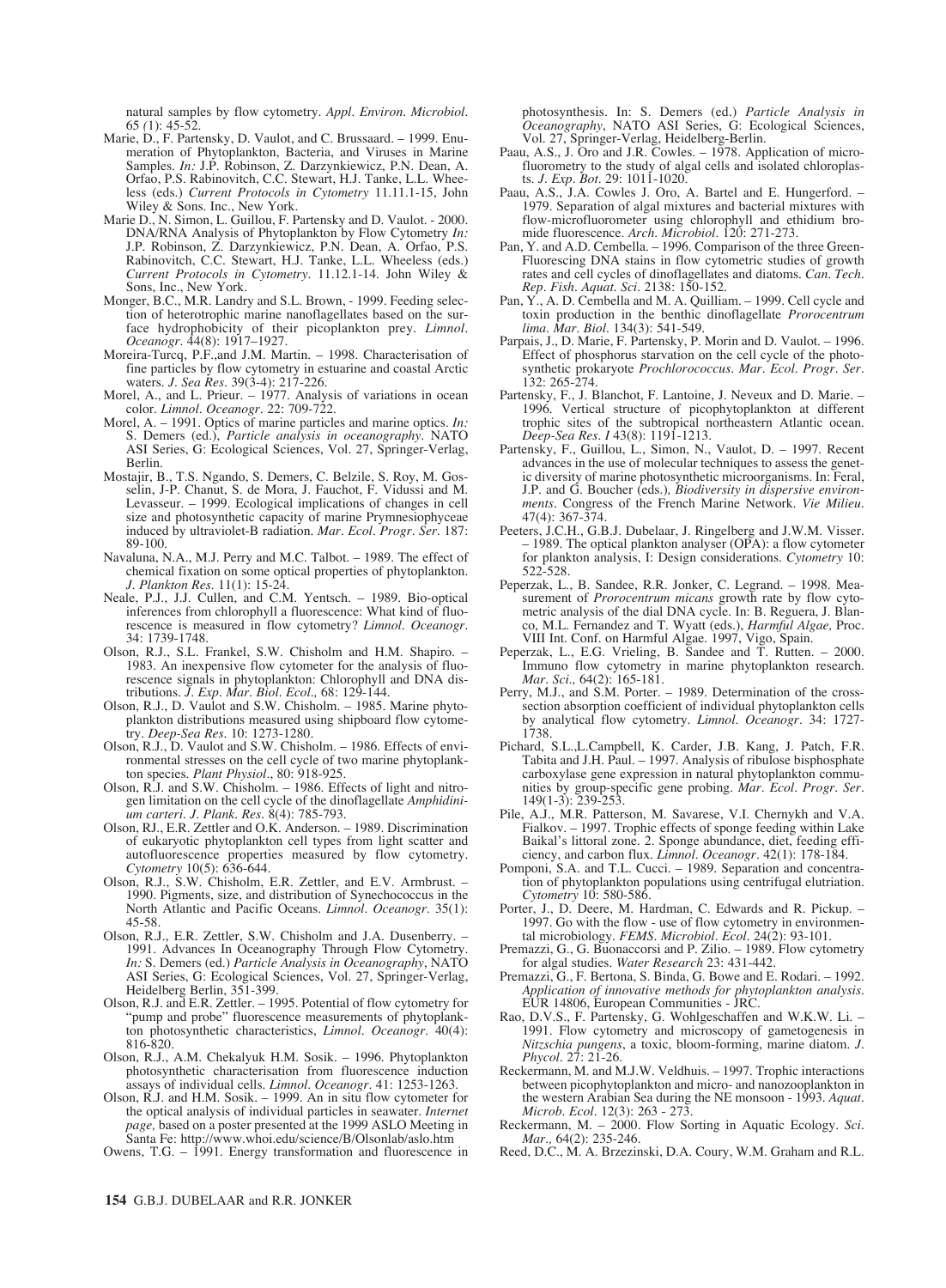natural samples by flow cytometry. *Appl. Environ. Microbiol.* 65 (1): 45-52.

Marie, D., F. Partensky, D. Vaulot, and C. Brussaard. – 1999. Enumeration of Phytoplankton, Bacteria, and Viruses in Marine Samples. *In:* J.P. Robinson, Z. Darzynkiewicz, P.N. Dean, A. Orfao, P.S. Rabinovitch, C.C. Stewart, H.J. Tanke, L.L. Wheeless (eds.) *Current Protocols in Cytometry* 11.11.1-15, John Wiley & Sons. Inc., New York.

Marie D., N. Simon, L. Guillou, F. Partensky and D. Vaulot. - 2000. DNA/RNA Analysis of Phytoplankton by Flow Cytometry *In:* J.P. Robinson, Z. Darzynkiewicz, P.N. Dean, A. Orfao, P.S. Rabinovitch, C.C. Stewart, H.J. Tanke, L.L. Wheeless (eds.) *Current Protocols in Cytometry*. 11.12.1-14. John Wiley & Sons, Inc., New York.

Monger, B.C., M.R. Landry and S.L. Brown, - 1999. Feeding selection of heterotrophic marine nanoflagellates based on the surface hydrophobicity of their picoplankton prey. *Limnol. Oceanogr.* 44(8): 1917–1927.

Moreira-Turcq, P.F.,and J.M. Martin. – 1998. Characterisation of fine particles by flow cytometry in estuarine and coastal Arctic waters. *J. Sea Res.* 39(3-4): 217-226.

Morel, A., and L. Prieur. – 1977. Analysis of variations in ocean color. *Limnol. Oceanogr.* 22: 709-722.

Morel, A. – 1991. Optics of marine particles and marine optics. *In:* S. Demers (ed.), *Particle analysis in oceanography.* NATO ASI Series, G: Ecological Sciences, Vol. 27, Springer-Verlag, Berlin.

Mostajir, B., T.S. Ngando, S. Demers, C. Belzile, S. Roy, M. Gosselin, J-P. Chanut, S. de Mora, J. Fauchot, F. Vidussi and M. Levasseur. – 1999. Ecological implications of changes in cell size and photosynthetic capacity of marine Prymnesiophyceae induced by ultraviolet-B radiation. *Mar. Ecol. Progr. Ser.* 187: 89-100.

Navaluna, N.A., M.J. Perry and M.C. Talbot. – 1989. The effect of chemical fixation on some optical properties of phytoplankton. *J. Plankton Res.* 11(1): 15-24.

Neale, P.J., J.J. Cullen, and C.M. Yentsch. – 1989. Bio-optical inferences from chlorophyll a fluorescence: What kind of fluorescence is measured in flow cytometry? *Limnol. Oceanogr.* 34: 1739-1748.

Olson, R.J., S.L. Frankel, S.W. Chisholm and H.M. Shapiro. – 1983. An inexpensive flow cytometer for the analysis of fluorescence signals in phytoplankton: Chlorophyll and DNA distributions. *J. Exp. Mar. Biol. Ecol.,* 68: 129-144.

Olson, R.J., D. Vaulot and S.W. Chisholm. – 1985. Marine phytoplankton distributions measured using shipboard flow cytometry. *Deep-Sea Res.* 10: 1273-1280.

Olson, R.J., D. Vaulot and S.W. Chisholm. – 1986. Effects of environmental stresses on the cell cycle of two marine phytoplankton species. *Plant Physiol.*, 80: 918-925.

Olson, R.J. and S.W. Chisholm. – 1986. Effects of light and nitrogen limitation on the cell cycle of the dinoflagellate *Amphidinium carteri*. *J. Plank. Res.* 8(4): 785-793.

Olson, RJ., E.R. Zettler and O.K. Anderson. – 1989. Discrimination of eukaryotic phytoplankton cell types from light scatter and autofluorescence properties measured by flow cytometry. *Cytometry* 10(5): 636-644.

Olson, R.J., S.W. Chisholm, E.R. Zettler, and E.V. Armbrust. – 1990. Pigments, size, and distribution of Synechococcus in the North Atlantic and Pacific Oceans. *Limnol. Oceanogr.* 35(1): 45-58.

Olson, R.J., E.R. Zettler, S.W. Chisholm and J.A. Dusenberry. – 1991. Advances In Oceanography Through Flow Cytometry. *In:* S. Demers (ed.) *Particle Analysis in Oceanography*, NATO ASI Series, G: Ecological Sciences, Vol. 27, Springer-Verlag, Heidelberg Berlin, 351-399.

Olson, R.J. and E.R. Zettler. – 1995. Potential of flow cytometry for "pump and probe" fluorescence measurements of phytoplankton photosynthetic characteristics, *Limnol. Oceanogr.* 40(4): 816-820.

Olson, R.J., A.M. Chekalyuk H.M. Sosik. – 1996. Phytoplankton photosynthetic characterisation from fluorescence induction assays of individual cells. *Limnol. Oceanogr.* 41: 1253-1263.

Olson, R.J. and H.M. Sosik. – 1999. An in situ flow cytometer for the optical analysis of individual particles in seawater. *Internet page,* based on a poster presented at the 1999 ASLO Meeting in Santa Fe: http://www.whoi.edu/science/B/Olsonlab/aslo.htm

Owens, T.G. – 1991. Energy transformation and fluorescence in photosynthesis. In: S. Demers (ed.) *Particle Analysis in Oceanography*, NATO ASI Series, G: Ecological Sciences, Vol. 27, Springer-Verlag, Heidelberg-Berlin.

Paau, A.S., J. Oro and J.R. Cowles. – 1978. Application of microfluorometry to the study of algal cells and isolated chloroplasts. *J. Exp. Bot.* 29: 1011-1020.

Paau, A.S., J.A. Cowles J. Oro, A. Bartel and E. Hungerford. – 1979. Separation of algal mixtures and bacterial mixtures with flow-microfluorometer using chlorophyll and ethidium bromide fluorescence. *Arch. Microbiol.* 120: 271-273.

Pan, Y. and A.D. Cembella. – 1996. Comparison of the three Green-Fluorescing DNA stains in flow cytometric studies of growth rates and cell cycles of dinoflagellates and diatoms. *Can. Tech. Rep. Fish. Aquat. Sci.* 2138: 150-152.

Pan, Y., A. D. Cembella and M. A. Quilliam. – 1999. Cell cycle and toxin production in the benthic dinoflagellate *Prorocentrum lima*. *Mar. Biol.* 134(3): 541-549.

Parpais, J., D. Marie, F. Partensky, P. Morin and D. Vaulot. – 1996. Effect of phosphorus starvation on the cell cycle of the photosynthetic prokaryote *Prochlorococcus*. *Mar. Ecol. Progr. Ser.* 132: 265-274.

Partensky, F., J. Blanchot, F. Lantoine, J. Neveux and D. Marie. – 1996. Vertical structure of picophytoplankton at different trophic sites of the subtropical northeastern Atlantic ocean. *Deep-Sea Res. I* 43(8): 1191-1213.

Partensky, F., Guillou, L., Simon, N., Vaulot, D. – 1997. Recent advances in the use of molecular techniques to assess the genetic diversity of marine photosynthetic microorganisms. In: Feral, J.P. and G. Boucher (eds.), *Biodiversity in dispersive environments*. Congress of the French Marine Network. *Vie Milieu*. 47(4): 367-374.

Peeters, J.C.H., G.B.J. Dubelaar, J. Ringelberg and J.W.M. Visser. – 1989. The optical plankton analyser (OPA): a flow cytometer for plankton analysis, I: Design considerations. *Cytometry* 10: 522-528.

Peperzak, L., B. Sandee, R.R. Jonker, C. Legrand. – 1998. Measurement of *Prorocentrum micans* growth rate by flow cytometric analysis of the dial DNA cycle. In: B. Reguera, J. Blanco, M.L. Fernandez and T. Wyatt (eds.), *Harmful Algae,* Proc. VIII Int. Conf. on Harmful Algae. 1997, Vigo, Spain.

Peperzak, L., E.G. Vrieling, B. Sandee and T. Rutten. – 2000. Immuno flow cytometry in marine phytoplankton research. *Mar. Sci.,* 64(2): 165-181.

Perry, M.J., and S.M. Porter. – 1989. Determination of the cross-section absorption coefficient of individual phytoplankton cells by analytical flow cytometry. *Limnol. Oceanogr.* 34: 1727-1738.

Pichard, S.L.,L.Campbell, K. Carder, J.B. Kang, J. Patch, F.R. Tabita and J.H. Paul. – 1997. Analysis of ribulose bisphosphate carboxylase gene expression in natural phytoplankton communities by group-specific gene probing. *Mar. Ecol. Progr. Ser.* 149(1-3): 239-253.

Pile, A.J., M.R. Patterson, M. Savarese, V.I. Chernykh and V.A. Fialkov. – 1997. Trophic effects of sponge feeding within Lake Baikal's littoral zone. 2. Sponge abundance, diet, feeding efficiency, and carbon flux. *Limnol. Oceanogr.* 42(1): 178-184.

Pomponi, S.A. and T.L. Cucci. – 1989. Separation and concentration of phytoplankton populations using centrifugal elutriation. *Cytometry* 10: 580-586.

Porter, J., D. Deere, M. Hardman, C. Edwards and R. Pickup. – 1997. Go with the flow - use of flow cytometry in environmental microbiology. *FEMS. Microbiol. Ecol.* 24(2): 93-101.

Premazzi, G., G. Buonaccorsi and P. Zilio. – 1989. Flow cytometry for algal studies. *Water Research* 23: 431-442.

Premazzi, G., F. Bertona, S. Binda, G. Bowe and E. Rodari. – 1992. *Application of innovative methods for phytoplankton analysis*. EUR 14806, European Communities - JRC.

Rao, D.V.S., F. Partensky, G. Wohlgeschaffen and W.K.W. Li. – 1991. Flow cytometry and microscopy of gametogenesis in *Nitzschia pungens*, a toxic, bloom-forming, marine diatom. *J. Phycol.* 27: 21-26.

Reckermann, M. and M.J.W. Veldhuis. – 1997. Trophic interactions between picophytoplankton and micro- and nanozooplankton in the western Arabian Sea during the NE monsoon - 1993. *Aquat. Microb. Ecol.* 12(3): 263 - 273.

Reckermann, M. – 2000. Flow Sorting in Aquatic Ecology. *Sci. Mar.,* 64(2): 235-246.

Reed, D.C., M. A. Brzezinski, D.A. Coury, W.M. Graham and R.L.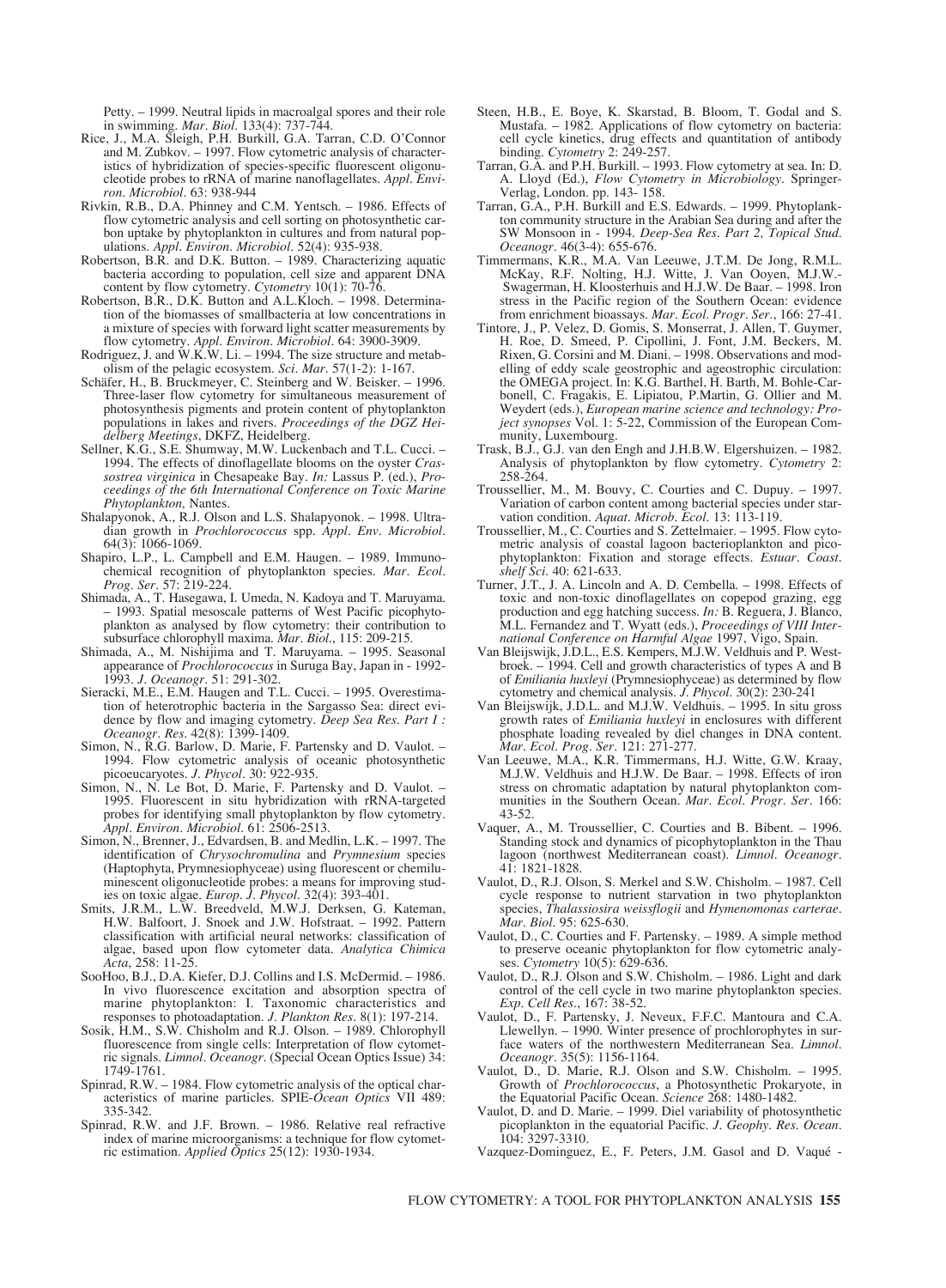Petty. – 1999. Neutral lipids in macroalgal spores and their role in swimming. *Mar. Biol.* 133(4): 737-744.

Rice, J., M.A. Sleigh, P.H. Burkill, G.A. Tarran, C.D. O'Connor and M. Zubkov. – 1997. Flow cytometric analysis of characteristics of hybridization of species-specific fluorescent oligonucleotide probes to rRNA of marine nanoflagellates. *Appl. Environ. Microbiol.* 63: 938-944

Rivkin, R.B., D.A. Phinney and C.M. Yentsch. – 1986. Effects of flow cytometric analysis and cell sorting on photosynthetic carbon uptake by phytoplankton in cultures and from natural populations. *Appl. Environ. Microbiol.* 52(4): 935-938.

Robertson, B.R. and D.K. Button. – 1989. Characterizing aquatic bacteria according to population, cell size and apparent DNA content by flow cytometry. *Cytometry* 10(1): 70-76.

Robertson, B.R., D.K. Button and A.L.Kloch. – 1998. Determination of the biomasses of smallbacteria at low concentrations in a mixture of species with forward light scatter measurements by flow cytometry. *Appl. Environ. Microbiol.* 64: 3900-3909.

Rodriguez, J. and W.K.W. Li. – 1994. The size structure and metabolism of the pelagic ecosystem. *Sci. Mar.* 57(1-2): 1-167.

Schäfer, H., B. Bruckmeyer, C. Steinberg and W. Beisker. – 1996. Three-laser flow cytometry for simultaneous measurement of photosynthesis pigments and protein content of phytoplankton populations in lakes and rivers. *Proceedings of the DGZ Heidelberg Meetings*, DKFZ, Heidelberg.

Sellner, K.G., S.E. Shumway, M.W. Luckenbach and T.L. Cucci. – 1994. The effects of dinoflagellate blooms on the oyster *Crassostrea virginica* in Chesapeake Bay. *In:* Lassus P. (ed.), *Proceedings of the 6th International Conference on Toxic Marine Phytoplankton,* Nantes.

Shalapyonok, A., R.J. Olson and L.S. Shalapyonok. – 1998. Ultradian growth in *Prochlorococcus* spp. *Appl. Env. Microbiol.* 64(3): 1066-1069.

Shapiro, L.P., L. Campbell and E.M. Haugen. – 1989. Immunochemical recognition of phytoplankton species. *Mar. Ecol. Prog. Ser.* 57: 219-224.

Shimada, A., T. Hasegawa, I. Umeda, N. Kadoya and T. Maruyama. – 1993. Spatial mesoscale patterns of West Pacific picophytoplankton as analysed by flow cytometry: their contribution to subsurface chlorophyll maxima. *Mar. Biol.*, 115: 209-215.

Shimada, A., M. Nishijima and T. Maruyama. – 1995. Seasonal appearance of *Prochlorococcus* in Suruga Bay, Japan in - 1992-1993. *J. Oceanogr.* 51: 291-302.

Sieracki, M.E., E.M. Haugen and T.L. Cucci. – 1995. Overestimation of heterotrophic bacteria in the Sargasso Sea: direct evidence by flow and imaging cytometry. *Deep Sea Res. Part I : Oceanogr. Res.* 42(8): 1399-1409.

Simon, N., R.G. Barlow, D. Marie, F. Partensky and D. Vaulot. – 1994. Flow cytometric analysis of oceanic photosynthetic picoeucaryotes. *J. Phycol.* 30: 922-935.

Simon, N., N. Le Bot, D. Marie, F. Partensky and D. Vaulot. – 1995. Fluorescent in situ hybridization with rRNA-targeted probes for identifying small phytoplankton by flow cytometry. *Appl. Environ. Microbiol.* 61: 2506-2513.

Simon, N., Brenner, J., Edvardsen, B. and Medlin, L.K. – 1997. The identification of *Chrysochromulina* and *Prymnesium* species (Haptophyta, Prymnesiophyceae) using fluorescent or chemiluminescent oligonucleotide probes: a means for improving studies on toxic algae. *Europ. J. Phycol.* 32(4): 393-401.

Smits, J.R.M., L.W. Breedveld, M.W.J. Derksen, G. Kateman, H.W. Balfoort, J. Snoek and J.W. Hofstraat. – 1992. Pattern classification with artificial neural networks: classification of algae, based upon flow cytometer data. *Analytica Chimica Acta*, 258: 11-25.

SooHoo, B.J., D.A. Kiefer, D.J. Collins and I.S. McDermid. – 1986. In vivo fluorescence excitation and absorption spectra of marine phytoplankton: I. Taxonomic characteristics and responses to photoadaptation. *J. Plankton Res.* 8(1): 197-214.

Sosik, H.M., S.W. Chisholm and R.J. Olson. – 1989. Chlorophyll fluorescence from single cells: Interpretation of flow cytometric signals. *Limnol. Oceanogr.* (Special Ocean Optics Issue) 34: 1749-1761.

Spinrad, R.W. – 1984. Flow cytometric analysis of the optical characteristics of marine particles. SPIE-*Ocean Optics* VII 489: 335-342.

Spinrad, R.W. and J.F. Brown. – 1986. Relative real refractive index of marine microorganisms: a technique for flow cytometric estimation. *Applied Optics* 25(12): 1930-1934.

Steen, H.B., E. Boye, K. Skarstad, B. Bloom, T. Godal and S. Mustafa. – 1982. Applications of flow cytometry on bacteria: cell cycle kinetics, drug effects and quantitation of antibody binding. *Cytometry* 2: 249-257.

Tarran, G.A. and P.H. Burkill. – 1993. Flow cytometry at sea. In: D. A. Lloyd (Ed.), *Flow Cytometry in Microbiology*. Springer-Verlag, London. pp. 143- 158.

Tarran, G.A., P.H. Burkill and E.S. Edwards. – 1999. Phytoplankton community structure in the Arabian Sea during and after the SW Monsoon in - 1994. *Deep-Sea Res. Part 2, Topical Stud. Oceanogr.* 46(3-4): 655-676.

Timmermans, K.R., M.A. Van Leeuwe, J.T.M. De Jong, R.M.L. McKay, R.F. Nolting, H.J. Witte, J. Van Ooyen, M.J.W.- Swagerman, H. Kloosterhuis and H.J.W. De Baar. – 1998. Iron stress in the Pacific region of the Southern Ocean: evidence from enrichment bioassays. *Mar. Ecol. Progr. Ser.*, 166: 27-41.

Tintore, J., P. Velez, D. Gomis, S. Monserrat, J. Allen, T. Guymer, H. Roe, D. Smeed, P. Cipollini, J. Font, J.M. Beckers, M. Rixen, G. Corsini and M. Diani. – 1998. Observations and modelling of eddy scale geostrophic and ageostrophic circulation: the OMEGA project. In: K.G. Barthel, H. Barth, M. Bohle-Carbonell, C. Fragakis, E. Lipiatou, P.Martin, G. Ollier and M. Weydert (eds.), *European marine science and technology: Project synopses* Vol. 1: 5-22, Commission of the European Community, Luxembourg.

Trask, B.J., G.J. van den Engh and J.H.B.W. Elgershuizen. – 1982. Analysis of phytoplankton by flow cytometry. *Cytometry* 2: 258-264.

Troussellier, M., M. Bouvy, C. Courties and C. Dupuy. – 1997. Variation of carbon content among bacterial species under starvation condition. *Aquat. Microb. Ecol.* 13: 113-119.

Troussellier, M., C. Courties and S. Zettelmaier. – 1995. Flow cytometric analysis of coastal lagoon bacterioplankton and picophytoplankton: Fixation and storage effects. *Estuar. Coast. shelf Sci.* 40: 621-633.

Turner, J.T., J. A. Lincoln and A. D. Cembella. – 1998. Effects of toxic and non-toxic dinoflagellates on copepod grazing, egg production and egg hatching success. *In:* B. Reguera, J. Blanco, M.L. Fernandez and T. Wyatt (eds.), *Proceedings of VIII International Conference on Harmful Algae* 1997, Vigo, Spain.

Van Bleijswijk, J.D.L., E.S. Kempers, M.J.W. Veldhuis and P. Westbroek. – 1994. Cell and growth characteristics of types A and B of *Emiliania huxleyi* (Prymnesiophyceae) as determined by flow cytometry and chemical analysis. *J. Phycol.* 30(2): 230-241

Van Bleijswijk, J.D.L. and M.J.W. Veldhuis. – 1995. In situ gross growth rates of *Emiliania huxleyi* in enclosures with different phosphate loading revealed by diel changes in DNA content. *Mar. Ecol. Prog. Ser.* 121: 271-277.

Van Leeuwe, M.A., K.R. Timmermans, H.J. Witte, G.W. Kraay, M.J.W. Veldhuis and H.J.W. De Baar. – 1998. Effects of iron stress on chromatic adaptation by natural phytoplankton communities in the Southern Ocean. *Mar. Ecol. Progr. Ser.* 166: 43-52.

Vaquer, A., M. Troussellier, C. Courties and B. Bibent. – 1996. Standing stock and dynamics of picophytoplankton in the Thau lagoon (northwest Mediterranean coast). *Limnol. Oceanogr.* 41: 1821-1828.

Vaulot, D., R.J. Olson, S. Merkel and S.W. Chisholm. – 1987. Cell cycle response to nutrient starvation in two phytoplankton species, *Thalassiosira weissflogii* and *Hymenomonas carterae*. *Mar. Biol.* 95: 625-630.

Vaulot, D., C. Courties and F. Partensky. – 1989. A simple method to preserve oceanic phytoplankton for flow cytometric analyses. *Cytometry* 10(5): 629-636.

Vaulot, D., R.J. Olson and S.W. Chisholm. – 1986. Light and dark control of the cell cycle in two marine phytoplankton species. *Exp. Cell Res.*, 167: 38-52.

Vaulot, D., F. Partensky, J. Neveux, F.F.C. Mantoura and C.A. Llewellyn. – 1990. Winter presence of prochlorophytes in surface waters of the northwestern Mediterranean Sea. *Limnol. Oceanogr.* 35(5): 1156-1164.

Vaulot, D., D. Marie, R.J. Olson and S.W. Chisholm. – 1995. Growth of *Prochlorococcus*, a Photosynthetic Prokaryote, in the Equatorial Pacific Ocean. *Science* 268: 1480-1482.

Vaulot, D. and D. Marie. – 1999. Diel variability of photosynthetic picoplankton in the equatorial Pacific. *J. Geophy. Res. Ocean.* 104: 3297-3310.

Vazquez-Dominguez, E., F. Peters, J.M. Gasol and D. Vaqué -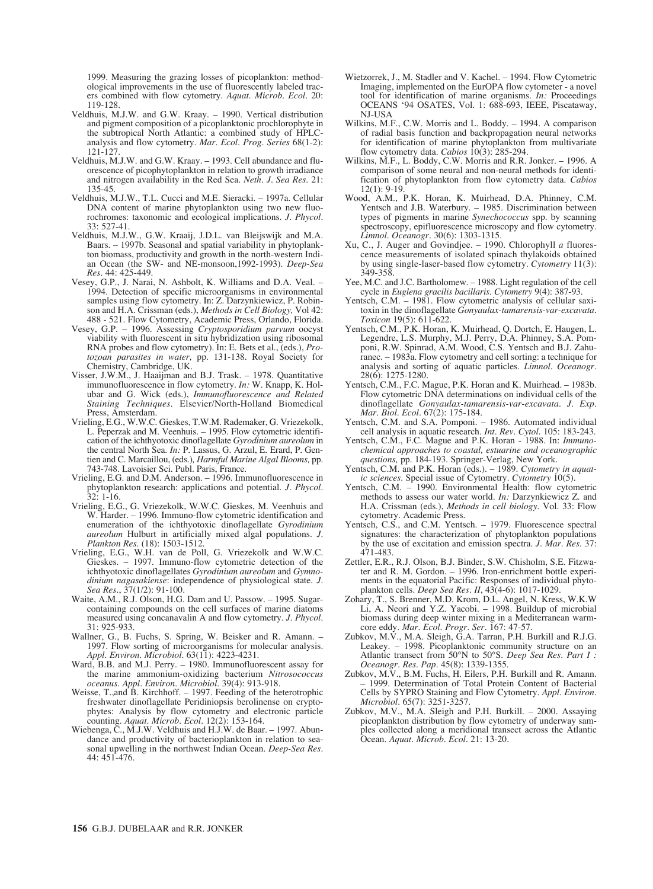1999. Measuring the grazing losses of picoplankton: methodological improvements in the use of fluorescently labeled tracers combined with flow cytometry. *Aquat. Microb. Ecol.* 20: 119-128.

Veldhuis, M.J.W. and G.W. Kraay. – 1990. Vertical distribution and pigment composition of a picoplanktonic prochlorophyte in the subtropical North Atlantic: a combined study of HPLC-analysis and flow cytometry. *Mar. Ecol. Prog. Series* 68(1-2): 121-127.

Veldhuis, M.J.W. and G.W. Kraay. – 1993. Cell abundance and fluorescence of picophytoplankton in relation to growth irradiance and nitrogen availability in the Red Sea. *Neth. J. Sea Res.* 21: 135-45.

Veldhuis, M.J.W., T.L. Cucci and M.E. Sieracki. – 1997a. Cellular DNA content of marine phytoplankton using two new fluorochromes: taxonomic and ecological implications. *J. Phycol.* 33: 527-41.

Veldhuis, M.J.W., G.W. Kraaij, J.D.L. van Bleijswijk and M.A. Baars. – 1997b. Seasonal and spatial variability in phytoplankton biomass, productivity and growth in the north-western Indian Ocean (the SW- and NE-monsoon,1992-1993). *Deep-Sea Res.* 44: 425-449.

Vesey, G.P., J. Narai, N. Ashbolt, K. Williams and D.A. Veal. – 1994. Detection of specific microorganisms in environmental samples using flow cytometry. In: Z. Darzynkiewicz, P. Robinson and H.A. Crissman (eds.), *Methods in Cell Biology,* Vol 42: 488 - 521. Flow Cytometry, Academic Press, Orlando, Florida.

Vesey, G.P. – 1996. Assessing *Cryptosporidium parvum* oocyst viability with fluorescent in situ hybridization using ribosomal RNA probes and flow cytometry). In: E. Bets et al., (eds.), *Protozoan parasites in water,* pp. 131-138. Royal Society for Chemistry, Cambridge, UK.

Visser, J.W.M., J. Haaijman and B.J. Trask. – 1978. Quantitative immunofluorescence in flow cytometry. *In:* W. Knapp, K. Holubar and G. Wick (eds.), *Immunofluorescence and Related Staining Techniques*. Elsevier/North-Holland Biomedical Press, Amsterdam.

Vrieling, E.G., W.W.C. Gieskes, T.W.M. Rademaker, G. Vriezekolk, L. Peperzak and M. Veenhuis. – 1995. Flow cytometric identification of the ichthyotoxic dinoflagellate *Gyrodinium aureolum* in the central North Sea. *In:* P. Lassus, G. Arzul, E. Erard, P. Gentien and C. Marcaillou, (eds.)*, Harmful Marine Algal Blooms,* pp. 743-748. Lavoisier Sci. Publ. Paris, France.

Vrieling, E.G. and D.M. Anderson. – 1996. Immunofluorescence in phytoplankton research: applications and potential. *J. Phycol.* 32: 1-16.

Vrieling, E.G., G. Vriezekolk, W.W.C. Gieskes, M. Veenhuis and W. Harder. – 1996. Immuno-flow cytometric identification and enumeration of the ichthyotoxic dinoflagellate *Gyrodinium aureolum* Hulburt in artificially mixed algal populations. *J. Plankton Res.* (18): 1503-1512.

Vrieling, E.G., W.H. van de Poll, G. Vriezekolk and W.W.C. Gieskes. – 1997. Immuno-flow cytometric detection of the ichthyotoxic dinoflagellates *Gyrodinium aureolum* and *Gymnodinium nagasakiense*: independence of physiological state. *J. Sea Res.*, 37(1/2): 91-100.

Waite, A.M., R.J. Olson, H.G. Dam and U. Passow. – 1995. Sugar-containing compounds on the cell surfaces of marine diatoms measured using concanavalin A and flow cytometry. *J. Phycol.* 31: 925-933.

Wallner, G., B. Fuchs, S. Spring, W. Beisker and R. Amann. – 1997. Flow sorting of microorganisms for molecular analysis. *Appl. Environ. Microbiol.* 63(11): 4223-4231.

Ward, B.B. and M.J. Perry. – 1980. Immunofluorescent assay for the marine ammonium-oxidizing bacterium *Nitrosococcus oceanus*. *Appl. Environ. Microbiol.* 39(4): 913-918.

Weisse, T.,and B. Kirchhoff. – 1997. Feeding of the heterotrophic freshwater dinoflagellate Peridiniopsis berolinense on cryptophytes: Analysis by flow cytometry and electronic particle counting. *Aquat. Microb. Ecol.* 12(2): 153-164.

Wiebenga, C., M.J.W. Veldhuis and H.J.W. de Baar. – 1997. Abundance and productivity of bacterioplankton in relation to seasonal upwelling in the northwest Indian Ocean. *Deep-Sea Res.* 44: 451-476.

Wietzorrek, J., M. Stadler and V. Kachel. – 1994. Flow Cytometric Imaging, implemented on the EurOPA flow cytometer - a novel tool for identification of marine organisms. *In:* Proceedings OCEANS '94 OSATES, Vol. 1: 688-693, IEEE, Piscataway, NJ-USA

Wilkins, M.F., C.W. Morris and L. Boddy. – 1994. A comparison of radial basis function and backpropagation neural networks for identification of marine phytoplankton from multivariate flow cytometry data. *Cabios* 10(3): 285-294.

Wilkins, M.F., L. Boddy, C.W. Morris and R.R. Jonker. – 1996. A comparison of some neural and non-neural methods for identification of phytoplankton from flow cytometry data. *Cabios* 12(1): 9-19.

Wood, A.M., P.K. Horan, K. Muirhead, D.A. Phinney, C.M. Yentsch and J.B. Waterbury. – 1985. Discrimination between types of pigments in marine *Synechococcus* spp. by scanning spectroscopy, epifluorescence microscopy and flow cytometry. *Limnol. Oceanogr.* 30(6): 1303-1315.

Xu, C., J. Auger and Govindjee. – 1990. Chlorophyll *a* fluorescence measurements of isolated spinach thylakoids obtained by using single-laser-based flow cytometry. *Cytometry* 11(3): 349-358.

Yee, M.C. and J.C. Bartholomew. – 1988. Light regulation of the cell cycle in *Euglena gracilis bacillaris*. *Cytometry* 9(4): 387-93.

Yentsch, C.M. – 1981. Flow cytometric analysis of cellular saxitoxin in the dinoflagellate *Gonyaulax-tamarensis-var-excavata*. *Toxicon* 19(5): 611-622.

Yentsch, C.M., P.K. Horan, K. Muirhead, Q. Dortch, E. Haugen, L. Legendre, L.S. Murphy, M.J. Perry, D.A. Phinney, S.A. Pomponi, R.W. Spinrad, A.M. Wood, C.S. Yentsch and B.J. Zahuranec. – 1983a. Flow cytometry and cell sorting: a technique for analysis and sorting of aquatic particles. *Limnol. Oceanogr.* 28(6): 1275-1280.

Yentsch, C.M., F.C. Mague, P.K. Horan and K. Muirhead. – 1983b. Flow cytometric DNA determinations on individual cells of the dinoflagellate *Gonyaulax-tamarensis-var-excavata*. *J. Exp. Mar. Biol. Ecol.* 67(2): 175-184.

Yentsch, C.M. and S.A. Pomponi. – 1986. Automated individual cell analysis in aquatic research. *Int. Rev. Cytol.* 105: 183-243.

Yentsch, C.M., F.C. Mague and P.K. Horan - 1988. In: *Immunochemical approaches to coastal, estuarine and oceanographic questions,* pp. 184-193. Springer-Verlag, New York.

Yentsch, C.M. and P.K. Horan (eds.). – 1989. *Cytometry in aquatic sciences.* Special issue of Cytometry. *Cytometry* 10(5).

Yentsch, C.M. – 1990. Environmental Health: flow cytometric methods to assess our water world. *In:* Darzynkiewicz Z. and H.A. Crissman (eds.), *Methods in cell biology.* Vol. 33: Flow cytometry. Academic Press.

Yentsch, C.S., and C.M. Yentsch. – 1979. Fluorescence spectral signatures: the characterization of phytoplankton populations by the use of excitation and emission spectra. *J. Mar. Res.* 37: 471-483.

Zettler, E.R., R.J. Olson, B.J. Binder, S.W. Chisholm, S.E. Fitzwater and R. M. Gordon. – 1996. Iron-enrichment bottle experiments in the equatorial Pacific: Responses of individual phytoplankton cells. *Deep Sea Res. II*, 43(4-6): 1017-1029.

Zohary, T., S. Brenner, M.D. Krom, D.L. Angel, N. Kress, W.K.W Li, A. Neori and Y.Z. Yacobi. – 1998. Buildup of microbial biomass during deep winter mixing in a Mediterranean warm-core eddy. *Mar. Ecol. Progr. Ser.* 167: 47-57.

Zubkov, M.V., M.A. Sleigh, G.A. Tarran, P.H. Burkill and R.J.G. Leakey. – 1998. Picoplanktonic community structure on an Atlantic transect from 50°N to 50°S. *Deep Sea Res. Part I : Oceanogr. Res. Pap.* 45(8): 1339-1355.

Zubkov, M.V., B.M. Fuchs, H. Eilers, P.H. Burkill and R. Amann. – 1999. Determination of Total Protein Content of Bacterial Cells by SYPRO Staining and Flow Cytometry. *Appl. Environ. Microbiol.* 65(7): 3251-3257.

Zubkov, M.V., M.A. Sleigh and P.H. Burkill. – 2000. Assaying picoplankton distribution by flow cytometry of underway samples collected along a meridional transect across the Atlantic Ocean. *Aquat. Microb. Ecol.* 21: 13-20.